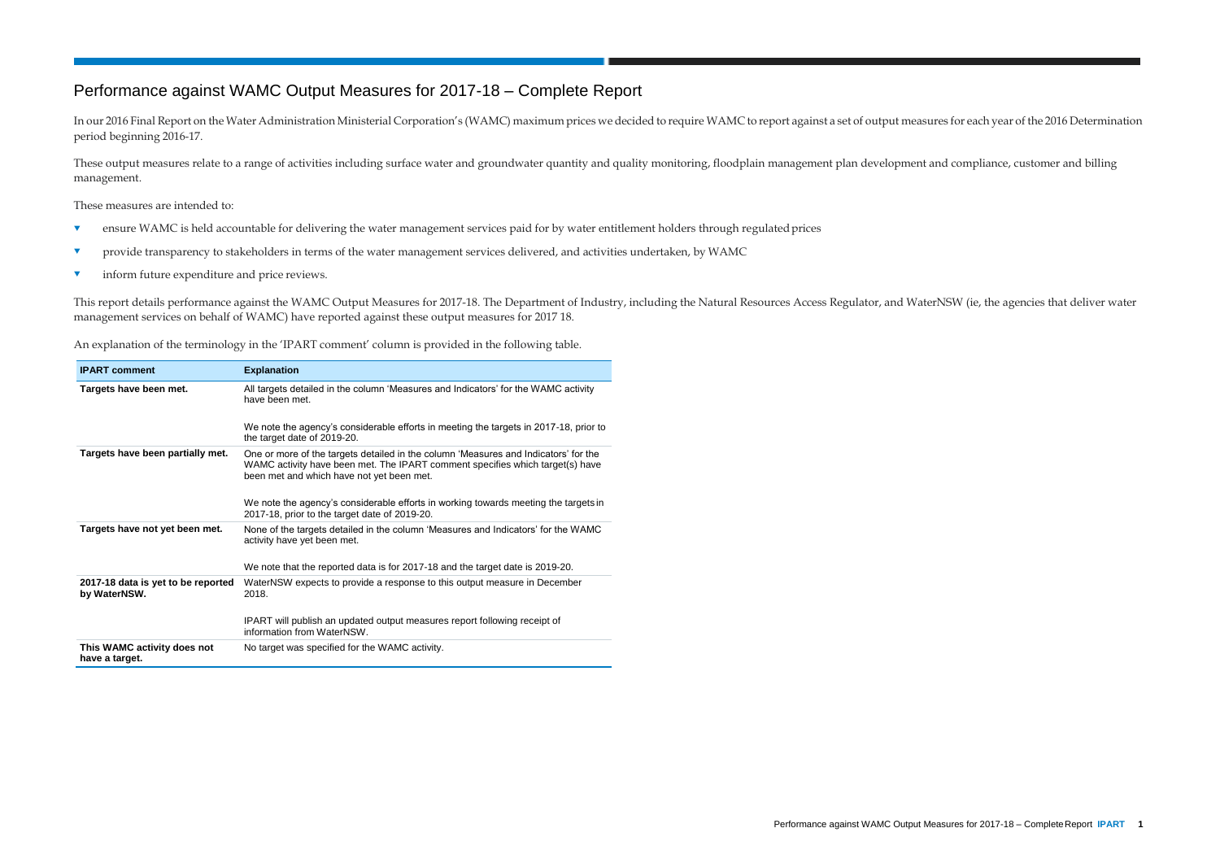# Performance against WAMC Output Measures for 2017-18 – Complete Report

In our 2016 Final Report on the Water Administration Ministerial Corporation's (WAMC) maximum prices we decided to require WAMC to report against a set of output measures for each year of the 2016 Determination period beginning 2016-17.

These output measures relate to a range of activities including surface water and groundwater quantity and quality monitoring, floodplain management plan development and compliance, customer and billing management.

These measures are intended to:

- ensure WAMC is held accountable for delivering the water management services paid for by water entitlement holders through regulated prices
- provide transparency to stakeholders in terms of the water management services delivered, and activities undertaken, by WAMC
- inform future expenditure and price reviews.

This report details performance against the WAMC Output Measures for 2017-18. The Department of Industry, including the Natural Resources Access Regulator, and WaterNSW (ie, the agencies that deliver water management services on behalf of WAMC) have reported against these output measures for 2017 18.

An explanation of the terminology in the 'IPART comment' column is provided in the following table.

| IPART comment | Explanation |
|---|---|
| **Targets have been met.** | All targets detailed in the column 'Measures and Indicators' for the WAMC activity have been met.<br><br>We note the agency's considerable efforts in meeting the targets in 2017-18, prior to the target date of 2019-20. |
| **Targets have been partially met.** | One or more of the targets detailed in the column 'Measures and Indicators' for the WAMC activity have been met. The IPART comment specifies which target(s) have been met and which have not yet been met.<br><br>We note the agency's considerable efforts in working towards meeting the targets in 2017-18, prior to the target date of 2019-20. |
| **Targets have not yet been met.** | None of the targets detailed in the column 'Measures and Indicators' for the WAMC activity have yet been met.<br><br>We note that the reported data is for 2017-18 and the target date is 2019-20. |
| **2017-18 data is yet to be reported by WaterNSW.** | WaterNSW expects to provide a response to this output measure in December 2018.<br><br>IPART will publish an updated output measures report following receipt of information from WaterNSW. |
| **This WAMC activity does not have a target.** | No target was specified for the WAMC activity. |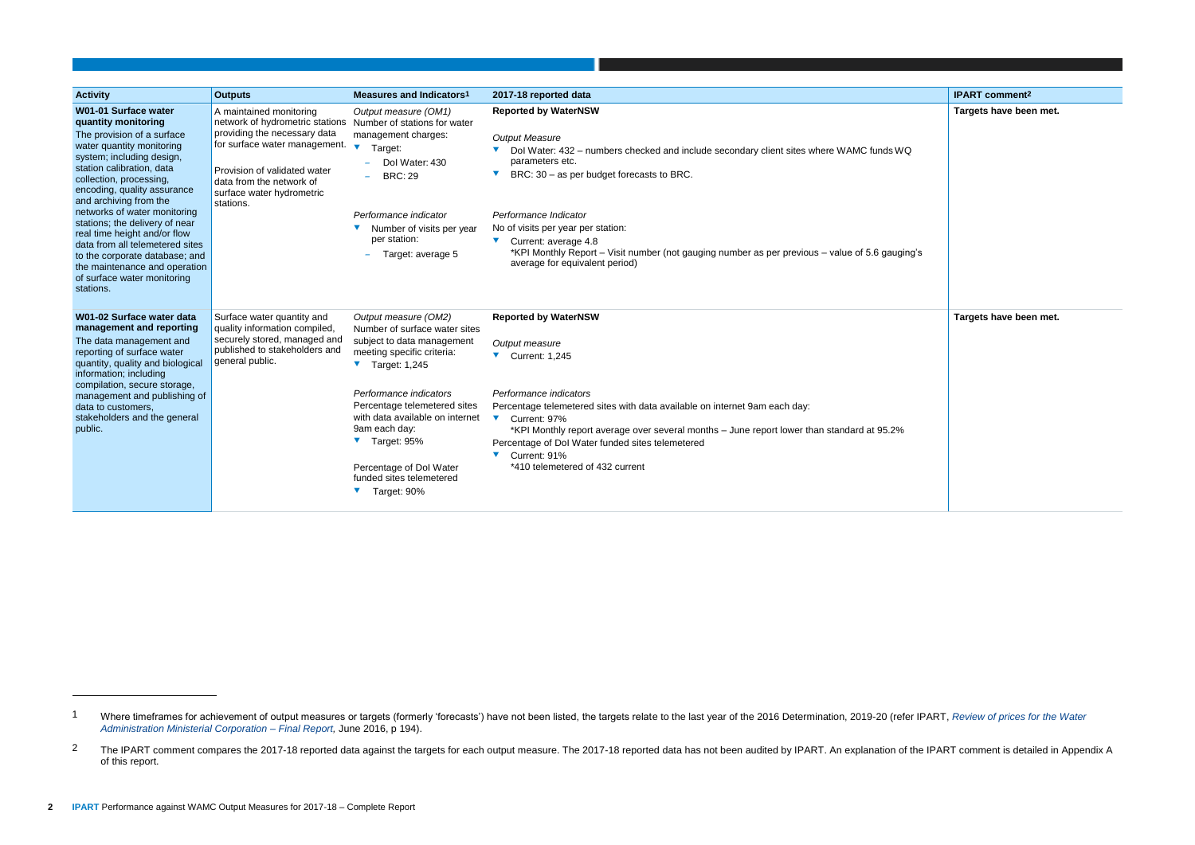| Activity | Outputs | Measures and Indicators[1] | 2017-18 reported data | IPART comment[2] |
|---|---|---|---|---|
| **W01-01 Surface water quantity monitoring**<br>The provision of a surface water quantity monitoring system; including design, station calibration, data collection, processing, encoding, quality assurance and archiving from the networks of water monitoring stations; the delivery of near real time height and/or flow data from all telemetered sites to the corporate database; and the maintenance and operation of surface water monitoring stations. | A maintained monitoring network of hydrometric stations providing the necessary data for surface water management.<br><br>Provision of validated water data from the network of surface water hydrometric stations. | *Output measure (OM1)*<br>Number of stations for water management charges:<br>▼ Target:<br>– DoI Water: 430<br>– BRC: 29<br><br>*Performance indicator*<br>▼ Number of visits per year per station:<br>– Target: average 5 | **Reported by WaterNSW**<br><br>*Output Measure*<br>▼ DoI Water: 432 – numbers checked and include secondary client sites where WAMC funds WQ parameters etc.<br>▼ BRC: 30 – as per budget forecasts to BRC.<br><br>*Performance Indicator*<br>No of visits per year per station:<br>▼ Current: average 4.8<br>*KPI Monthly Report – Visit number (not gauging number as per previous – value of 5.6 gauging's average for equivalent period) | **Targets have been met.** |
| **W01-02 Surface water data management and reporting**<br>The data management and reporting of surface water quantity, quality and biological information; including compilation, secure storage, management and publishing of data to customers, stakeholders and the general public. | Surface water quantity and quality information compiled, securely stored, managed and published to stakeholders and general public. | *Output measure (OM2)*<br>Number of surface water sites subject to data management meeting specific criteria:<br>▼ Target: 1,245<br><br>*Performance indicators*<br>Percentage telemetered sites with data available on internet 9am each day:<br>▼ Target: 95%<br><br>Percentage of DoI Water funded sites telemetered<br>▼ Target: 90% | **Reported by WaterNSW**<br><br>*Output measure*<br>▼ Current: 1,245<br><br>*Performance indicators*<br>Percentage telemetered sites with data available on internet 9am each day:<br>▼ Current: 97%<br>*KPI Monthly report average over several months – June report lower than standard at 95.2%<br>Percentage of DoI Water funded sites telemetered<br>▼ Current: 91%<br>*410 telemetered of 432 current | **Targets have been met.** |

[1] Where timeframes for achievement of output measures or targets (formerly 'forecasts') have not been listed, the targets relate to the last year of the 2016 Determination, 2019-20 (refer IPART, *Review of prices for the Water Administration Ministerial Corporation – Final Report*, June 2016, p 194).

[2] The IPART comment compares the 2017-18 reported data against the targets for each output measure. The 2017-18 reported data has not been audited by IPART. An explanation of the IPART comment is detailed in Appendix A of this report.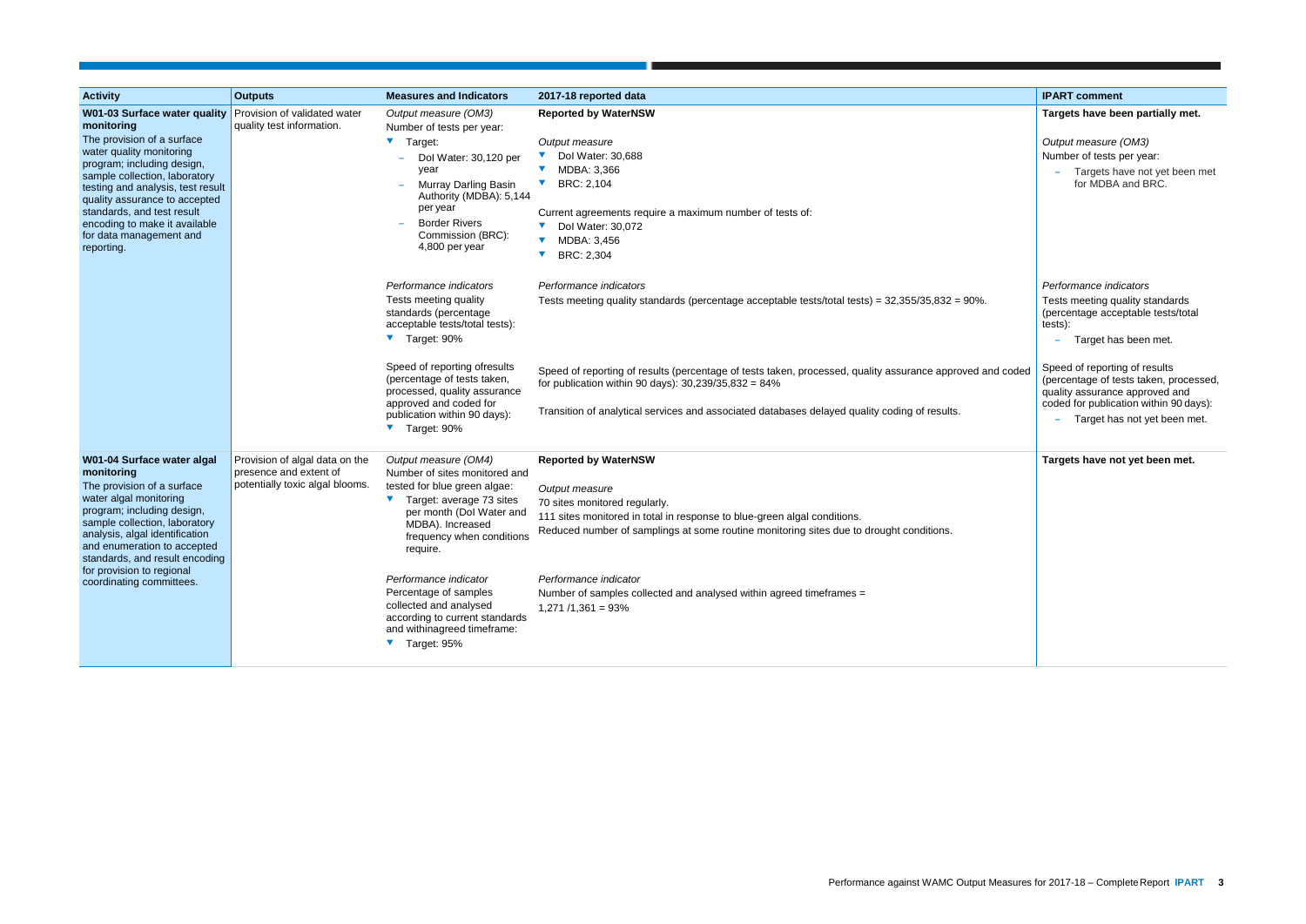| Activity | Outputs | Measures and Indicators | 2017-18 reported data | IPART comment |
|---|---|---|---|---|
| **W01-03 Surface water quality monitoring**<br>The provision of a surface water quality monitoring program; including design, sample collection, laboratory testing and analysis, test result quality assurance to accepted standards, and test result encoding to make it available for data management and reporting. | Provision of validated water quality test information. | *Output measure (OM3)*<br>Number of tests per year:<br>▼ Target:<br>– DoI Water: 30,120 per year<br>– Murray Darling Basin Authority (MDBA): 5,144 per year<br>– Border Rivers Commission (BRC): 4,800 per year | **Reported by WaterNSW**<br>*Output measure*<br>▼ DoI Water: 30,688<br>▼ MDBA: 3,366<br>▼ BRC: 2,104<br>Current agreements require a maximum number of tests of:<br>▼ DoI Water: 30,072<br>▼ MDBA: 3,456<br>▼ BRC: 2,304 | **Targets have been partially met.**<br>*Output measure (OM3)*<br>Number of tests per year:<br>– Targets have not yet been met for MDBA and BRC. |
| | | *Performance indicators*<br>Tests meeting quality standards (percentage acceptable tests/total tests):<br>▼ Target: 90% | *Performance indicators*<br>Tests meeting quality standards (percentage acceptable tests/total tests) = 32,355/35,832 = 90%. | *Performance indicators*<br>Tests meeting quality standards (percentage acceptable tests/total tests):<br>– Target has been met. |
| | | Speed of reporting ofresults (percentage of tests taken, processed, quality assurance approved and coded for publication within 90 days):<br>▼ Target: 90% | Speed of reporting of results (percentage of tests taken, processed, quality assurance approved and coded for publication within 90 days): 30,239/35,832 = 84%<br>Transition of analytical services and associated databases delayed quality coding of results. | Speed of reporting of results (percentage of tests taken, processed, quality assurance approved and coded for publication within 90 days):<br>– Target has not yet been met. |
| **W01-04 Surface water algal monitoring**<br>The provision of a surface water algal monitoring program; including design, sample collection, laboratory analysis, algal identification and enumeration to accepted standards, and result encoding for provision to regional coordinating committees. | Provision of algal data on the presence and extent of potentially toxic algal blooms. | *Output measure (OM4)*<br>Number of sites monitored and tested for blue green algae:<br>▼ Target: average 73 sites per month (DoI Water and MDBA). Increased frequency when conditions require. | **Reported by WaterNSW**<br>*Output measure*<br>70 sites monitored regularly.<br>111 sites monitored in total in response to blue-green algal conditions.<br>Reduced number of samplings at some routine monitoring sites due to drought conditions. | **Targets have not yet been met.** |
| | | *Performance indicator*<br>Percentage of samples collected and analysed according to current standards and withinagreed timeframe:<br>▼ Target: 95% | *Performance indicator*<br>Number of samples collected and analysed within agreed timeframes = 1,271 /1,361 = 93% | |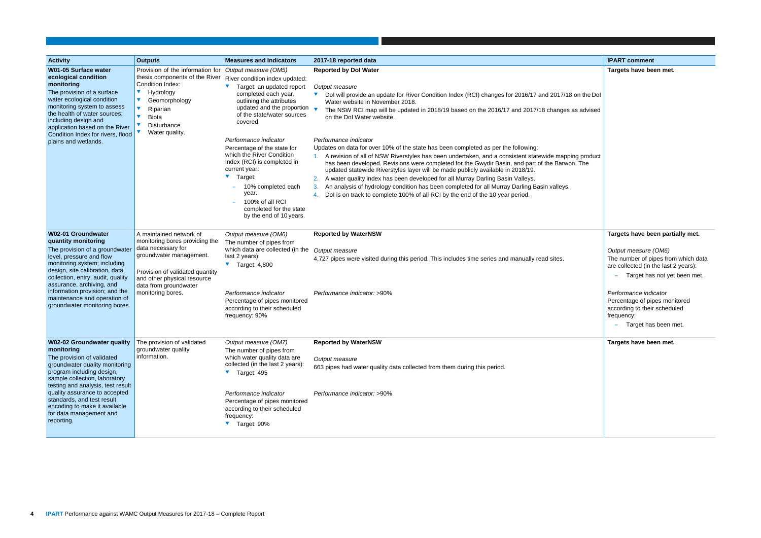| Activity | Outputs | Measures and Indicators | 2017-18 reported data | IPART comment |
|---|---|---|---|---|
| **W01-05 Surface water ecological condition monitoring**<br>The provision of a surface water ecological condition monitoring system to assess the health of water sources; including design and application based on the River Condition Index for rivers, flood plains and wetlands. | Provision of the information for thesis components of the River Condition Index:<br>▼ Hydrology<br>▼ Geomorphology<br>▼ Riparian<br>▼ Biota<br>▼ Disturbance<br>▼ Water quality. | *Output measure (OM5)*<br>River condition index updated:<br>▼ Target: an updated report completed each year, outlining the attributes updated and the proportion of the state/water sources covered.<br><br>*Performance indicator*<br>Percentage of the state for which the River Condition Index (RCI) is completed in current year:<br>▼ Target:<br>– 10% completed each year.<br>– 100% of all RCI completed for the state by the end of 10 years. | **Reported by DoI Water**<br><br>*Output measure*<br>▼ DoI will provide an update for River Condition Index (RCI) changes for 2016/17 and 2017/18 on the DoI Water website in November 2018.<br>▼ The NSW RCI map will be updated in 2018/19 based on the 2016/17 and 2017/18 changes as advised on the DoI Water website.<br><br>*Performance indicator*<br>Updates on data for over 10% of the state has been completed as per the following:<br>1. A revision of all of NSW Riverstyles has been undertaken, and a consistent statewide mapping product has been developed. Revisions were completed for the Gwydir Basin, and part of the Barwon. The updated statewide Riverstyles layer will be made publicly available in 2018/19.<br>2. A water quality index has been developed for all Murray Darling Basin Valleys.<br>3. An analysis of hydrology condition has been completed for all Murray Darling Basin valleys.<br>4. DoI is on track to complete 100% of all RCI by the end of the 10 year period. | **Targets have been met.** |
| **W02-01 Groundwater quantity monitoring**<br>The provision of a groundwater level, pressure and flow monitoring system; including design, site calibration, data collection, entry, audit, quality assurance, archiving, and information provision; and the maintenance and operation of groundwater monitoring bores. | A maintained network of monitoring bores providing the data necessary for groundwater management.<br><br>Provision of validated quantity and other physical resource data from groundwater monitoring bores. | *Output measure (OM6)*<br>The number of pipes from which data are collected (in the last 2 years):<br>▼ Target: 4,800<br><br>*Performance indicator*<br>Percentage of pipes monitored according to their scheduled frequency: 90% | **Reported by WaterNSW**<br><br>*Output measure*<br>4,727 pipes were visited during this period. This includes time series and manually read sites.<br><br>*Performance indicator:* >90% | **Targets have been partially met.**<br><br>*Output measure (OM6)*<br>The number of pipes from which data are collected (in the last 2 years):<br>– Target has not yet been met.<br><br>*Performance indicator*<br>Percentage of pipes monitored according to their scheduled frequency:<br>– Target has been met. |
| **W02-02 Groundwater quality monitoring**<br>The provision of validated groundwater quality monitoring program including design, sample collection, laboratory testing and analysis, test result quality assurance to accepted standards, and test result encoding to make it available for data management and reporting. | The provision of validated groundwater quality information. | *Output measure (OM7)*<br>The number of pipes from which water quality data are collected (in the last 2 years):<br>▼ Target: 495<br><br>*Performance indicator*<br>Percentage of pipes monitored according to their scheduled frequency:<br>▼ Target: 90% | **Reported by WaterNSW**<br><br>*Output measure*<br>663 pipes had water quality data collected from them during this period.<br><br>*Performance indicator:* >90% | **Targets have been met.** |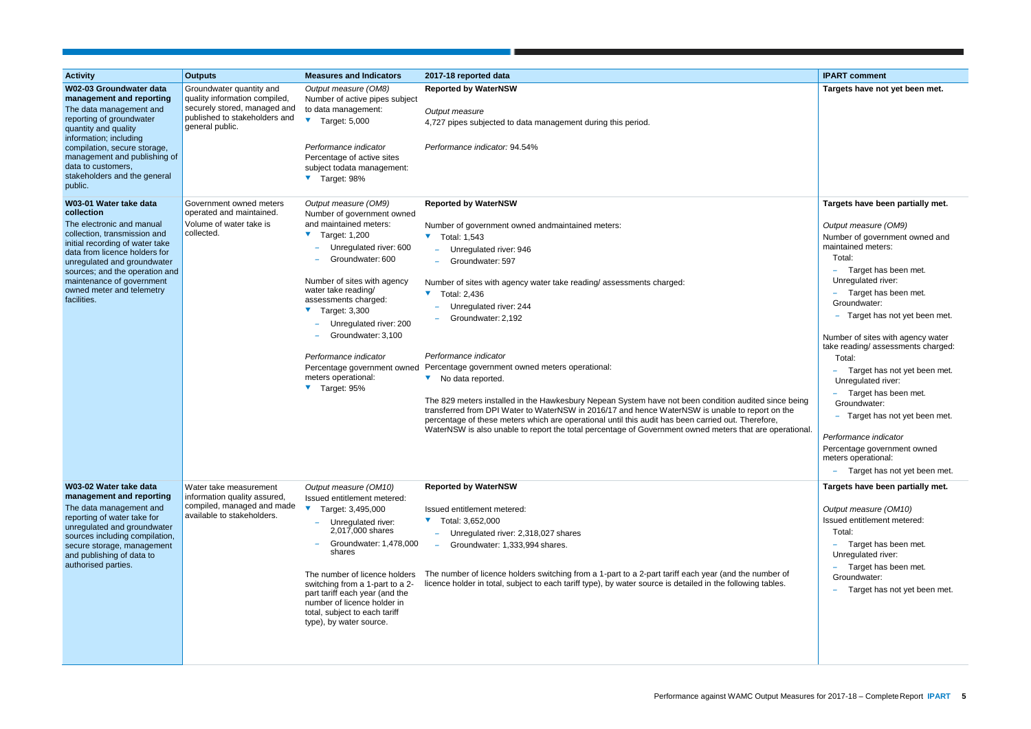| Activity | Outputs | Measures and Indicators | 2017-18 reported data | IPART comment |
|---|---|---|---|---|
| **W02-03 Groundwater data management and reporting**<br>The data management and reporting of groundwater quantity and quality information; including compilation, secure storage, management and publishing of data to customers, stakeholders and the general public. | Groundwater quantity and quality information compiled, securely stored, managed and published to stakeholders and general public. | *Output measure (OM8)*<br>Number of active pipes subject to data management:<br>▼ Target: 5,000<br><br>*Performance indicator*<br>Percentage of active sites subject todata management:<br>▼ Target: 98% | **Reported by WaterNSW**<br><br>*Output measure*<br>4,727 pipes subjected to data management during this period.<br><br>*Performance indicator:* 94.54% | **Targets have not yet been met.** |
| **W03-01 Water take data collection**<br>The electronic and manual collection, transmission and initial recording of water take data from licence holders for unregulated and groundwater sources; and the operation and maintenance of government owned meter and telemetry facilities. | Government owned meters operated and maintained.<br>Volume of water take is collected. | *Output measure (OM9)*<br>Number of government owned and maintained meters:<br>▼ Target: 1,200<br>– Unregulated river: 600<br>– Groundwater: 600<br><br>Number of sites with agency water take reading/ assessments charged:<br>▼ Target: 3,300<br>– Unregulated river: 200<br>– Groundwater: 3,100<br><br>*Performance indicator*<br>Percentage government owned meters operational:<br>▼ Target: 95% | **Reported by WaterNSW**<br><br>Number of government owned andmaintained meters:<br>▼ Total: 1,543<br>– Unregulated river: 946<br>– Groundwater: 597<br><br>Number of sites with agency water take reading/ assessments charged:<br>▼ Total: 2,436<br>– Unregulated river: 244<br>– Groundwater: 2,192<br><br>*Performance indicator*<br>Percentage government owned meters operational:<br>▼ No data reported.<br><br>The 829 meters installed in the Hawkesbury Nepean System have not been condition audited since being transferred from DPI Water to WaterNSW in 2016/17 and hence WaterNSW is unable to report on the percentage of these meters which are operational until this audit has been carried out. Therefore, WaterNSW is also unable to report the total percentage of Government owned meters that are operational. | **Targets have been partially met.**<br><br>*Output measure (OM9)*<br>Number of government owned and maintained meters:<br>Total:<br>– Target has been met.<br>Unregulated river:<br>– Target has been met.<br>Groundwater:<br>– Target has not yet been met.<br><br>Number of sites with agency water take reading/ assessments charged:<br>Total:<br>– Target has not yet been met.<br>Unregulated river:<br>– Target has been met.<br>Groundwater:<br>– Target has not yet been met.<br><br>*Performance indicator*<br>Percentage government owned meters operational:<br>– Target has not yet been met. |
| **W03-02 Water take data management and reporting**<br>The data management and reporting of water take for unregulated and groundwater sources including compilation, secure storage, management and publishing of data to authorised parties. | Water take measurement information quality assured, compiled, managed and made available to stakeholders. | *Output measure (OM10)*<br>Issued entitlement metered:<br>▼ Target: 3,495,000<br>– Unregulated river: 2,017,000 shares<br>– Groundwater: 1,478,000 shares<br><br>The number of licence holders switching from a 1-part to a 2-part tariff each year (and the number of licence holder in total, subject to each tariff type), by water source. | **Reported by WaterNSW**<br><br>Issued entitlement metered:<br>▼ Total: 3,652,000<br>– Unregulated river: 2,318,027 shares<br>– Groundwater: 1,333,994 shares.<br><br>The number of licence holders switching from a 1-part to a 2-part tariff each year (and the number of licence holder in total, subject to each tariff type), by water source is detailed in the following tables. | **Targets have been partially met.**<br><br>*Output measure (OM10)*<br>Issued entitlement metered:<br>Total:<br>– Target has been met.<br>Unregulated river:<br>– Target has been met.<br>Groundwater:<br>– Target has not yet been met. |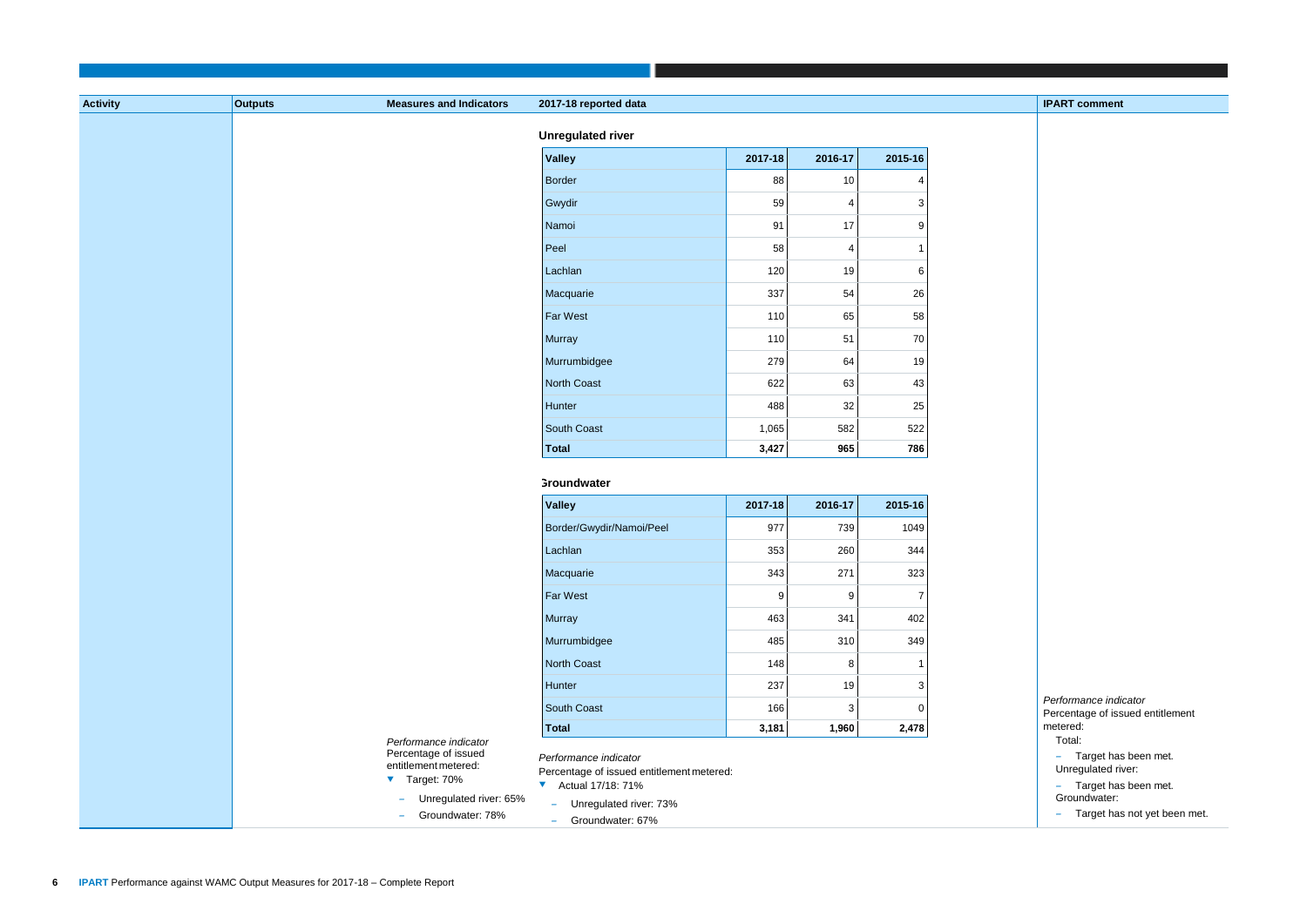| Activity | Outputs | Measures and Indicators | 2017-18 reported data | IPART comment |
|---|---|---|---|---|

**Unregulated river**

| Valley | 2017-18 | 2016-17 | 2015-16 |
|---|---|---|---|
| Border | 88 | 10 | 4 |
| Gwydir | 59 | 4 | 3 |
| Namoi | 91 | 17 | 9 |
| Peel | 58 | 4 | 1 |
| Lachlan | 120 | 19 | 6 |
| Macquarie | 337 | 54 | 26 |
| Far West | 110 | 65 | 58 |
| Murray | 110 | 51 | 70 |
| Murrumbidgee | 279 | 64 | 19 |
| North Coast | 622 | 63 | 43 |
| Hunter | 488 | 32 | 25 |
| South Coast | 1,065 | 582 | 522 |
| **Total** | **3,427** | **965** | **786** |

**Groundwater**

| Valley | 2017-18 | 2016-17 | 2015-16 |
|---|---|---|---|
| Border/Gwydir/Namoi/Peel | 977 | 739 | 1049 |
| Lachlan | 353 | 260 | 344 |
| Macquarie | 343 | 271 | 323 |
| Far West | 9 | 9 | 7 |
| Murray | 463 | 341 | 402 |
| Murrumbidgee | 485 | 310 | 349 |
| North Coast | 148 | 8 | 1 |
| Hunter | 237 | 19 | 3 |
| South Coast | 166 | 3 | 0 |
| **Total** | **3,181** | **1,960** | **2,478** |

**Measures and Indicators**

*Performance indicator*
Percentage of issued entitlement metered:
- Target: 70%
  - Unregulated river: 65%
  - Groundwater: 78%

**2017-18 reported data**

*Performance indicator*
Percentage of issued entitlement metered:
- Actual 17/18: 71%
  - Unregulated river: 73%
  - Groundwater: 67%

**IPART comment**

*Performance indicator*
Percentage of issued entitlement metered:

Total:
- Target has been met.

Unregulated river:
- Target has been met.

Groundwater:
- Target has not yet been met.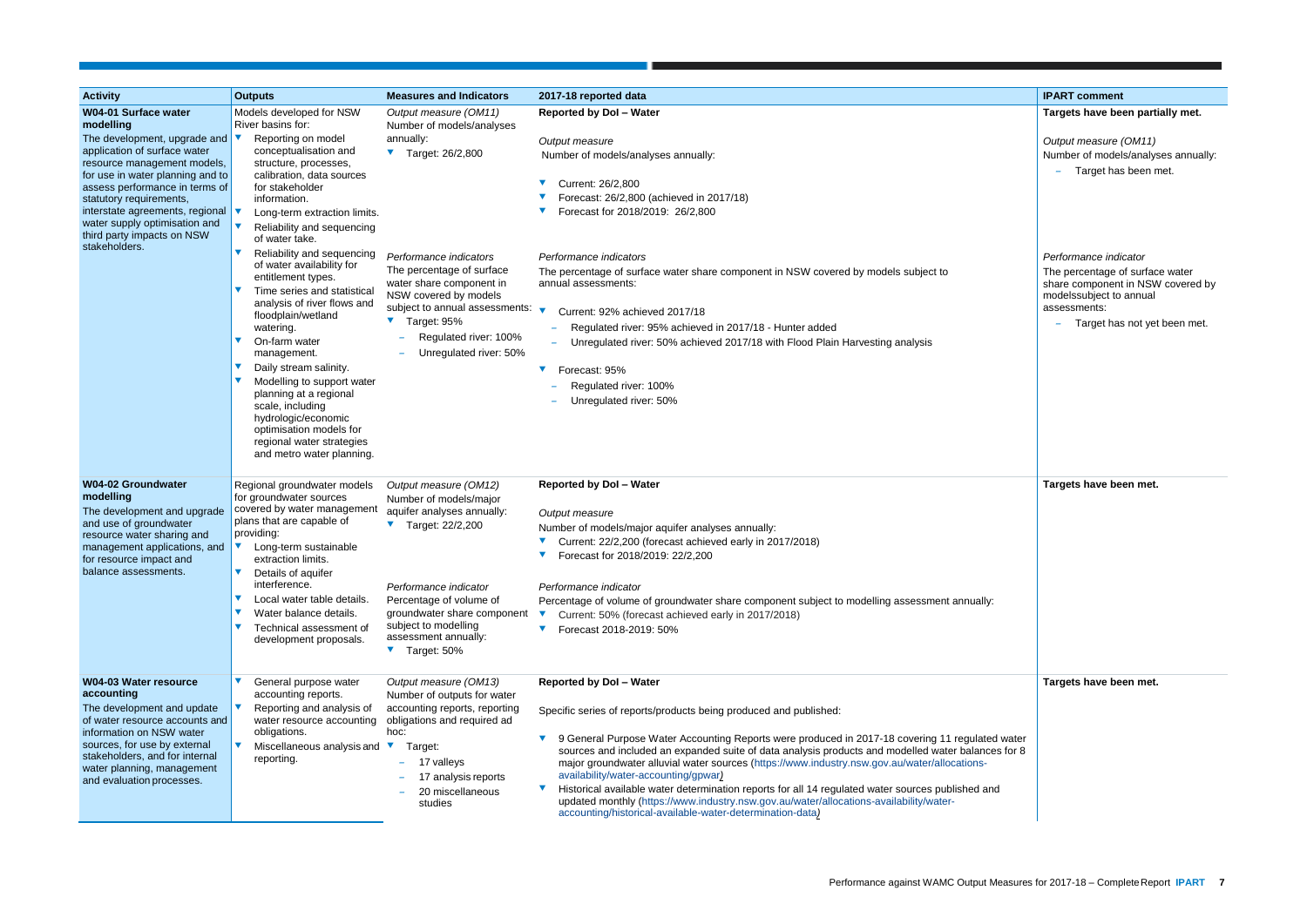| Activity | Outputs | Measures and Indicators | 2017-18 reported data | IPART comment |
|---|---|---|---|---|
| **W04-01 Surface water modelling**<br><br>The development, upgrade and application of surface water resource management models, for use in water planning and to assess performance in terms of statutory requirements, interstate agreements, regional water supply optimisation and third party impacts on NSW stakeholders. | Models developed for NSW River basins for:<br>▼ Reporting on model conceptualisation and structure, processes, calibration, data sources for stakeholder information.<br>▼ Long-term extraction limits.<br>▼ Reliability and sequencing of water take.<br>▼ Reliability and sequencing of water availability for entitlement types.<br>▼ Time series and statistical analysis of river flows and floodplain/wetland watering.<br>▼ On-farm water management.<br>▼ Daily stream salinity.<br>▼ Modelling to support water planning at a regional scale, including hydrologic/economic optimisation models for regional water strategies and metro water planning. | *Output measure (OM11)*<br>Number of models/analyses annually:<br>▼ Target: 26/2,800<br><br>*Performance indicators*<br>The percentage of surface water share component in NSW covered by models subject to annual assessments:<br>▼ Target: 95%<br>– Regulated river: 100%<br>– Unregulated river: 50% | **Reported by DoI – Water**<br><br>*Output measure*<br>Number of models/analyses annually:<br>▼ Current: 26/2,800<br>▼ Forecast: 26/2,800 (achieved in 2017/18)<br>▼ Forecast for 2018/2019: 26/2,800<br><br>*Performance indicators*<br>The percentage of surface water share component in NSW covered by models subject to annual assessments:<br>▼ Current: 92% achieved 2017/18<br>– Regulated river: 95% achieved in 2017/18 - Hunter added<br>– Unregulated river: 50% achieved 2017/18 with Flood Plain Harvesting analysis<br>▼ Forecast: 95%<br>– Regulated river: 100%<br>– Unregulated river: 50% | **Targets have been partially met.**<br><br>*Output measure (OM11)*<br>Number of models/analyses annually:<br>– Target has been met.<br><br>*Performance indicator*<br>The percentage of surface water share component in NSW covered by modelssubject to annual assessments:<br>– Target has not yet been met. |
| **W04-02 Groundwater modelling**<br><br>The development and upgrade and use of groundwater resource water sharing and management applications, and for resource impact and balance assessments. | Regional groundwater models for groundwater sources covered by water management plans that are capable of providing:<br>▼ Long-term sustainable extraction limits.<br>▼ Details of aquifer interference.<br>▼ Local water table details.<br>▼ Water balance details.<br>▼ Technical assessment of development proposals. | *Output measure (OM12)*<br>Number of models/major aquifer analyses annually:<br>▼ Target: 22/2,200<br><br>*Performance indicator*<br>Percentage of volume of groundwater share component subject to modelling assessment annually:<br>▼ Target: 50% | **Reported by DoI – Water**<br><br>*Output measure*<br>Number of models/major aquifer analyses annually:<br>▼ Current: 22/2,200 (forecast achieved early in 2017/2018)<br>▼ Forecast for 2018/2019: 22/2,200<br><br>*Performance indicator*<br>Percentage of volume of groundwater share component subject to modelling assessment annually:<br>▼ Current: 50% (forecast achieved early in 2017/2018)<br>▼ Forecast 2018-2019: 50% | **Targets have been met.** |
| **W04-03 Water resource accounting**<br><br>The development and update of water resource accounts and information on NSW water sources, for use by external stakeholders, and for internal water planning, management and evaluation processes. | ▼ General purpose water accounting reports.<br>▼ Reporting and analysis of water resource accounting obligations.<br>▼ Miscellaneous analysis and reporting. | *Output measure (OM13)*<br>Number of outputs for water accounting reports, reporting obligations and required ad hoc:<br>▼ Target:<br>– 17 valleys<br>– 17 analysis reports<br>– 20 miscellaneous studies | **Reported by DoI – Water**<br><br>Specific series of reports/products being produced and published:<br>▼ 9 General Purpose Water Accounting Reports were produced in 2017-18 covering 11 regulated water sources and included an expanded suite of data analysis products and modelled water balances for 8 major groundwater alluvial water sources (https://www.industry.nsw.gov.au/water/allocations-availability/water-accounting/gpwar)<br>▼ Historical available water determination reports for all 14 regulated water sources published and updated monthly (https://www.industry.nsw.gov.au/water/allocations-availability/water-accounting/historical-available-water-determination-data) | **Targets have been met.** |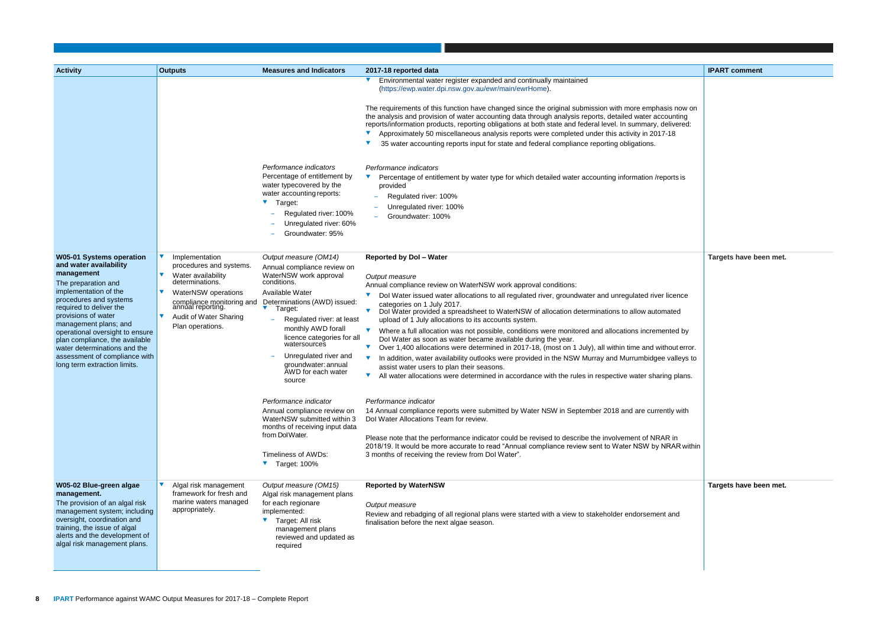| Activity | Outputs | Measures and Indicators | 2017-18 reported data | IPART comment |
|---|---|---|---|---|
| | | | ▼ Environmental water register expanded and continually maintained (https://ewp.water.dpi.nsw.gov.au/ewr/main/ewrHome).<br><br>The requirements of this function have changed since the original submission with more emphasis now on the analysis and provision of water accounting data through analysis reports, detailed water accounting reports/information products, reporting obligations at both state and federal level. In summary, delivered:<br>▼ Approximately 50 miscellaneous analysis reports were completed under this activity in 2017-18<br>▼ 35 water accounting reports input for state and federal compliance reporting obligations. | |
| | | *Performance indicators*<br>Percentage of entitlement by water typecovered by the water accounting reports:<br>▼ Target:<br>– Regulated river: 100%<br>– Unregulated river: 60%<br>– Groundwater: 95% | *Performance indicators*<br>▼ Percentage of entitlement by water type for which detailed water accounting information /reports is provided<br>– Regulated river: 100%<br>– Unregulated river: 100%<br>– Groundwater: 100% | |
| **W05-01 Systems operation and water availability management**<br>The preparation and implementation of the procedures and systems required to deliver the provisions of water management plans; and operational oversight to ensure plan compliance, the available water determinations and the assessment of compliance with long term extraction limits. | ▼ Implementation procedures and systems.<br>▼ Water availability determinations.<br>▼ WaterNSW operations compliance monitoring and annual reporting.<br>▼ Audit of Water Sharing Plan operations. | *Output measure (OM14)*<br>Annual compliance review on WaterNSW work approval conditions.<br>Available Water Determinations (AWD) issued:<br>▼ Target:<br>– Regulated river: at least monthly AWD forall licence categories for all watersources<br>– Unregulated river and groundwater: annual AWD for each water source | **Reported by DoI – Water**<br><br>*Output measure*<br>Annual compliance review on WaterNSW work approval conditions:<br>▼ DoI Water issued water allocations to all regulated river, groundwater and unregulated river licence categories on 1 July 2017.<br>▼ DoI Water provided a spreadsheet to WaterNSW of allocation determinations to allow automated upload of 1 July allocations to its accounts system.<br>▼ Where a full allocation was not possible, conditions were monitored and allocations incremented by DoI Water as soon as water became available during the year.<br>▼ Over 1,400 allocations were determined in 2017-18, (most on 1 July), all within time and without error.<br>▼ In addition, water availability outlooks were provided in the NSW Murray and Murrumbidgee valleys to assist water users to plan their seasons.<br>▼ All water allocations were determined in accordance with the rules in respective water sharing plans. | **Targets have been met.** |
| | | *Performance indicator*<br>Annual compliance review on WaterNSW submitted within 3 months of receiving input data from DoIWater.<br><br>Timeliness of AWDs:<br>▼ Target: 100% | *Performance indicator*<br>14 Annual compliance reports were submitted by Water NSW in September 2018 and are currently with DoI Water Allocations Team for review.<br><br>Please note that the performance indicator could be revised to describe the involvement of NRAR in 2018/19. It would be more accurate to read "Annual compliance review sent to Water NSW by NRAR within 3 months of receiving the review from DoI Water". | |
| **W05-02 Blue-green algae management.**<br>The provision of an algal risk management system; including oversight, coordination and training, the issue of algal alerts and the development of algal risk management plans. | ▼ Algal risk management framework for fresh and marine waters managed appropriately. | *Output measure (OM15)*<br>Algal risk management plans for each regionare implemented:<br>▼ Target: All risk management plans reviewed and updated as required | **Reported by WaterNSW**<br><br>*Output measure*<br>Review and rebadging of all regional plans were started with a view to stakeholder endorsement and finalisation before the next algae season. | **Targets have been met.** |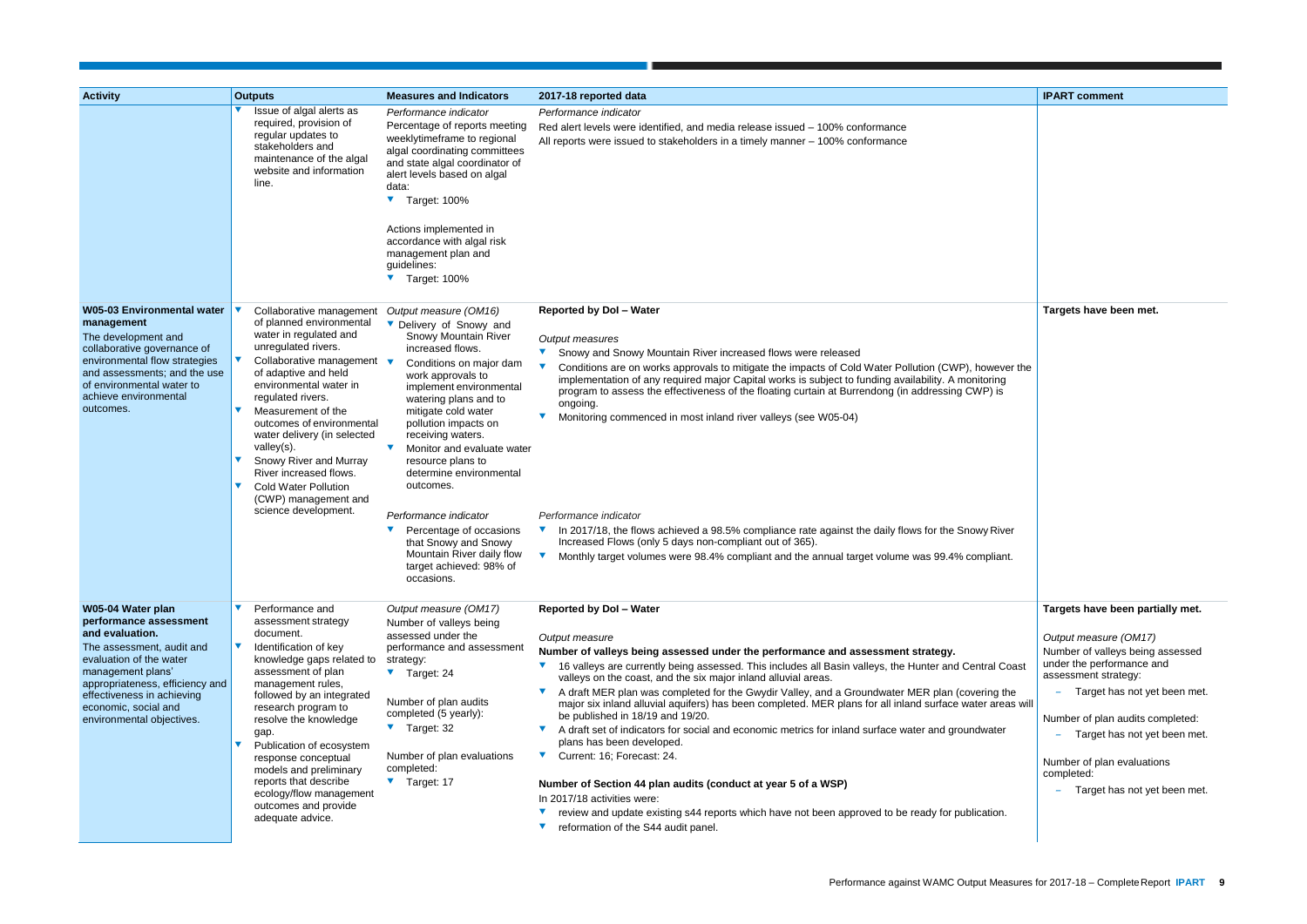| Activity | Outputs | Measures and Indicators | 2017-18 reported data | IPART comment |
|---|---|---|---|---|
| | - Issue of algal alerts as required, provision of regular updates to stakeholders and maintenance of the algal website and information line. | *Performance indicator*<br>Percentage of reports meeting weeklytimeframe to regional algal coordinating committees and state algal coordinator of alert levels based on algal data:<br>- Target: 100%<br><br>Actions implemented in accordance with algal risk management plan and guidelines:<br>- Target: 100% | *Performance indicator*<br>Red alert levels were identified, and media release issued – 100% conformance<br>All reports were issued to stakeholders in a timely manner – 100% conformance | |
| **W05-03 Environmental water management**<br>The development and collaborative governance of environmental flow strategies and assessments; and the use of environmental water to achieve environmental outcomes. | - Collaborative management of planned environmental water in regulated and unregulated rivers.<br>- Collaborative management of adaptive and held environmental water in regulated rivers.<br>- Measurement of the outcomes of environmental water delivery (in selected valley(s).<br>- Snowy River and Murray River increased flows.<br>- Cold Water Pollution (CWP) management and science development. | *Output measure (OM16)*<br>- Delivery of Snowy and Snowy Mountain River increased flows.<br>- Conditions on major dam work approvals to implement environmental watering plans and to mitigate cold water pollution impacts on receiving waters.<br>- Monitor and evaluate water resource plans to determine environmental outcomes.<br><br>*Performance indicator*<br>- Percentage of occasions that Snowy and Snowy Mountain River daily flow target achieved: 98% of occasions. | **Reported by DoI – Water**<br><br>*Output measures*<br>- Snowy and Snowy Mountain River increased flows were released<br>- Conditions are on works approvals to mitigate the impacts of Cold Water Pollution (CWP), however the implementation of any required major Capital works is subject to funding availability. A monitoring program to assess the effectiveness of the floating curtain at Burrendong (in addressing CWP) is ongoing.<br>- Monitoring commenced in most inland river valleys (see W05-04)<br><br>*Performance indicator*<br>- In 2017/18, the flows achieved a 98.5% compliance rate against the daily flows for the Snowy River Increased Flows (only 5 days non-compliant out of 365).<br>- Monthly target volumes were 98.4% compliant and the annual target volume was 99.4% compliant. | **Targets have been met.** |
| **W05-04 Water plan performance assessment and evaluation.**<br>The assessment, audit and evaluation of the water management plans' appropriateness, efficiency and effectiveness in achieving economic, social and environmental objectives. | - Performance and assessment strategy document.<br>- Identification of key knowledge gaps related to assessment of plan management rules, followed by an integrated research program to resolve the knowledge gap.<br>- Publication of ecosystem response conceptual models and preliminary reports that describe ecology/flow management outcomes and provide adequate advice. | *Output measure (OM17)*<br>Number of valleys being assessed under the performance and assessment strategy:<br>- Target: 24<br><br>Number of plan audits completed (5 yearly):<br>- Target: 32<br><br>Number of plan evaluations completed:<br>- Target: 17 | **Reported by DoI – Water**<br><br>*Output measure*<br>**Number of valleys being assessed under the performance and assessment strategy.**<br>- 16 valleys are currently being assessed. This includes all Basin valleys, the Hunter and Central Coast valleys on the coast, and the six major inland alluvial areas.<br>- A draft MER plan was completed for the Gwydir Valley, and a Groundwater MER plan (covering the major six inland alluvial aquifers) has been completed. MER plans for all inland surface water areas will be published in 18/19 and 19/20.<br>- A draft set of indicators for social and economic metrics for inland surface water and groundwater plans has been developed.<br>- Current: 16; Forecast: 24.<br><br>**Number of Section 44 plan audits (conduct at year 5 of a WSP)**<br>In 2017/18 activities were:<br>- review and update existing s44 reports which have not been approved to be ready for publication.<br>- reformation of the S44 audit panel. | **Targets have been partially met.**<br><br>*Output measure (OM17)*<br>Number of valleys being assessed under the performance and assessment strategy:<br>– Target has not yet been met.<br><br>Number of plan audits completed:<br>– Target has not yet been met.<br><br>Number of plan evaluations completed:<br>– Target has not yet been met. |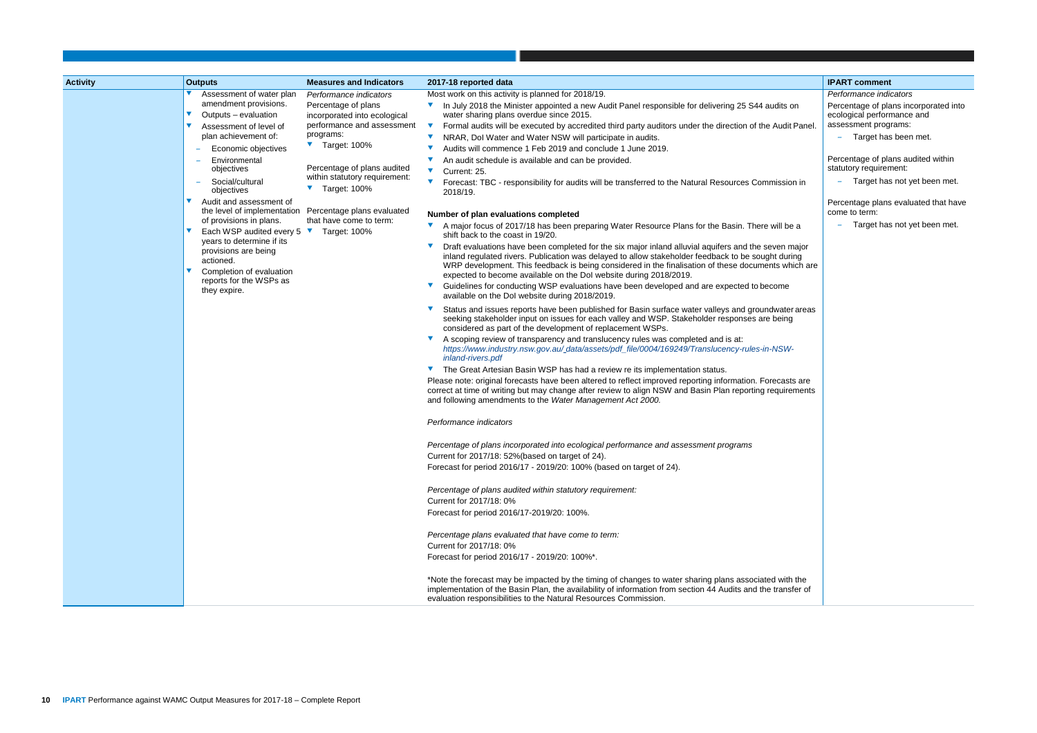| Activity | Outputs | Measures and Indicators | 2017-18 reported data | IPART comment |
|---|---|---|---|---|
| | - Assessment of water plan amendment provisions.<br>- Outputs – evaluation<br>- Assessment of level of plan achievement of:<br>  – Economic objectives<br>  – Environmental objectives<br>  – Social/cultural objectives<br>- Audit and assessment of the level of implementation of provisions in plans.<br>- Each WSP audited every 5 years to determine if its provisions are being actioned.<br>- Completion of evaluation reports for the WSPs as they expire. | *Performance indicators*<br>Percentage of plans incorporated into ecological performance and assessment programs:<br>- Target: 100%<br><br>Percentage of plans audited within statutory requirement:<br>- Target: 100%<br><br>Percentage plans evaluated that have come to term:<br>- Target: 100% | Most work on this activity is planned for 2018/19.<br>- In July 2018 the Minister appointed a new Audit Panel responsible for delivering 25 S44 audits on water sharing plans overdue since 2015.<br>- Formal audits will be executed by accredited third party auditors under the direction of the Audit Panel.<br>- NRAR, DoI Water and Water NSW will participate in audits.<br>- Audits will commence 1 Feb 2019 and conclude 1 June 2019.<br>- An audit schedule is available and can be provided.<br>- Current: 25.<br>- Forecast: TBC - responsibility for audits will be transferred to the Natural Resources Commission in 2018/19.<br><br>**Number of plan evaluations completed**<br>- A major focus of 2017/18 has been preparing Water Resource Plans for the Basin. There will be a shift back to the coast in 19/20.<br>- Draft evaluations have been completed for the six major inland alluvial aquifers and the seven major inland regulated rivers. Publication was delayed to allow stakeholder feedback to be sought during WRP development. This feedback is being considered in the finalisation of these documents which are expected to become available on the DoI website during 2018/2019.<br>- Guidelines for conducting WSP evaluations have been developed and are expected to become available on the DoI website during 2018/2019.<br>- Status and issues reports have been published for Basin surface water valleys and groundwater areas seeking stakeholder input on issues for each valley and WSP. Stakeholder responses are being considered as part of the development of replacement WSPs.<br>- A scoping review of transparency and translucency rules was completed and is at: *https://www.industry.nsw.gov.au/_data/assets/pdf_file/0004/169249/Translucency-rules-in-NSW-inland-rivers.pdf*<br>- The Great Artesian Basin WSP has had a review re its implementation status.<br><br>Please note: original forecasts have been altered to reflect improved reporting information. Forecasts are correct at time of writing but may change after review to align NSW and Basin Plan reporting requirements and following amendments to the *Water Management Act 2000.*<br><br>*Performance indicators*<br><br>*Percentage of plans incorporated into ecological performance and assessment programs*<br>Current for 2017/18: 52%(based on target of 24).<br>Forecast for period 2016/17 - 2019/20: 100% (based on target of 24).<br><br>*Percentage of plans audited within statutory requirement:*<br>Current for 2017/18: 0%<br>Forecast for period 2016/17-2019/20: 100%.<br><br>*Percentage plans evaluated that have come to term:*<br>Current for 2017/18: 0%<br>Forecast for period 2016/17 - 2019/20: 100%*.<br><br>*Note the forecast may be impacted by the timing of changes to water sharing plans associated with the implementation of the Basin Plan, the availability of information from section 44 Audits and the transfer of evaluation responsibilities to the Natural Resources Commission. | *Performance indicators*<br>Percentage of plans incorporated into ecological performance and assessment programs:<br>– Target has been met.<br><br>Percentage of plans audited within statutory requirement:<br>– Target has not yet been met.<br><br>Percentage plans evaluated that have come to term:<br>– Target has not yet been met. |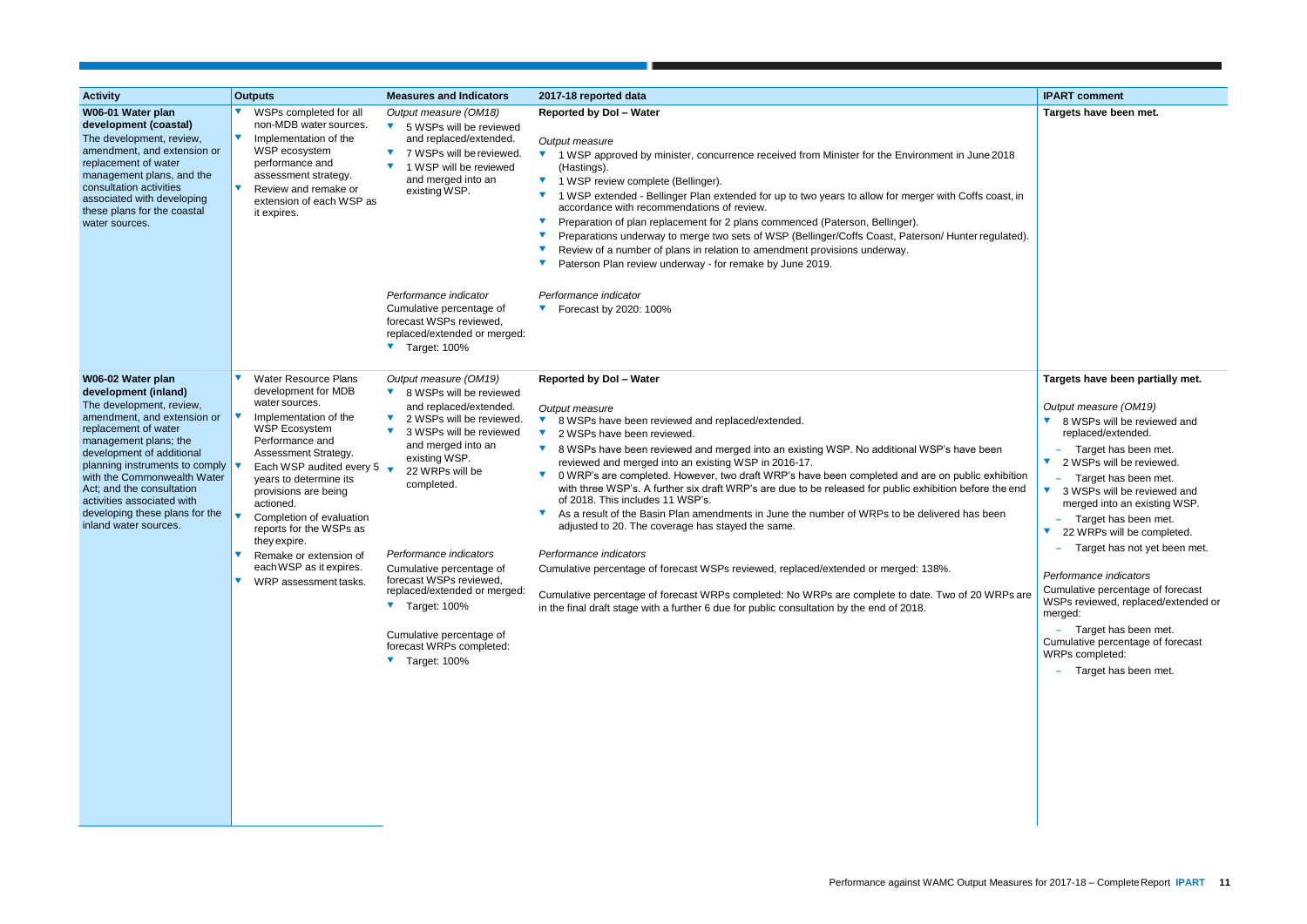| Activity | Outputs | Measures and Indicators | 2017-18 reported data | IPART comment |
|---|---|---|---|---|
| **W06-01 Water plan development (coastal)**<br>The development, review, amendment, and extension or replacement of water management plans, and the consultation activities associated with developing these plans for the coastal water sources. | - WSPs completed for all non-MDB water sources.<br>- Implementation of the WSP ecosystem performance and assessment strategy.<br>- Review and remake or extension of each WSP as it expires. | *Output measure (OM18)*<br>- 5 WSPs will be reviewed and replaced/extended.<br>- 7 WSPs will be reviewed.<br>- 1 WSP will be reviewed and merged into an existing WSP.<br><br>*Performance indicator*<br>Cumulative percentage of forecast WSPs reviewed, replaced/extended or merged:<br>- Target: 100% | **Reported by DoI – Water**<br><br>*Output measure*<br>- 1 WSP approved by minister, concurrence received from Minister for the Environment in June 2018 (Hastings).<br>- 1 WSP review complete (Bellinger).<br>- 1 WSP extended - Bellinger Plan extended for up to two years to allow for merger with Coffs coast, in accordance with recommendations of review.<br>- Preparation of plan replacement for 2 plans commenced (Paterson, Bellinger).<br>- Preparations underway to merge two sets of WSP (Bellinger/Coffs Coast, Paterson/ Hunter regulated).<br>- Review of a number of plans in relation to amendment provisions underway.<br>- Paterson Plan review underway - for remake by June 2019.<br><br>*Performance indicator*<br>- Forecast by 2020: 100% | **Targets have been met.** |
| **W06-02 Water plan development (inland)**<br>The development, review, amendment, and extension or replacement of water management plans; the development of additional planning instruments to comply with the Commonwealth Water Act; and the consultation activities associated with developing these plans for the inland water sources. | - Water Resource Plans development for MDB water sources.<br>- Implementation of the WSP Ecosystem Performance and Assessment Strategy.<br>- Each WSP audited every 5 years to determine its provisions are being actioned.<br>- Completion of evaluation reports for the WSPs as they expire.<br>- Remake or extension of each WSP as it expires.<br>- WRP assessment tasks. | *Output measure (OM19)*<br>- 8 WSPs will be reviewed and replaced/extended.<br>- 2 WSPs will be reviewed.<br>- 3 WSPs will be reviewed and merged into an existing WSP.<br>- 22 WRPs will be completed.<br><br>*Performance indicators*<br>Cumulative percentage of forecast WSPs reviewed, replaced/extended or merged:<br>- Target: 100%<br><br>Cumulative percentage of forecast WRPs completed:<br>- Target: 100% | **Reported by DoI – Water**<br><br>*Output measure*<br>- 8 WSPs have been reviewed and replaced/extended.<br>- 2 WSPs have been reviewed.<br>- 8 WSPs have been reviewed and merged into an existing WSP. No additional WSP's have been reviewed and merged into an existing WSP in 2016-17.<br>- 0 WRP's are completed. However, two draft WRP's have been completed and are on public exhibition with three WSP's. A further six draft WRP's are due to be released for public exhibition before the end of 2018. This includes 11 WSP's.<br>- As a result of the Basin Plan amendments in June the number of WRPs to be delivered has been adjusted to 20. The coverage has stayed the same.<br><br>*Performance indicators*<br>Cumulative percentage of forecast WSPs reviewed, replaced/extended or merged: 138%.<br><br>Cumulative percentage of forecast WRPs completed: No WRPs are complete to date. Two of 20 WRPs are in the final draft stage with a further 6 due for public consultation by the end of 2018. | **Targets have been partially met.**<br><br>*Output measure (OM19)*<br>- 8 WSPs will be reviewed and replaced/extended.<br>  – Target has been met.<br>- 2 WSPs will be reviewed.<br>  – Target has been met.<br>- 3 WSPs will be reviewed and merged into an existing WSP.<br>  – Target has been met.<br>- 22 WRPs will be completed.<br>  – Target has not yet been met.<br><br>*Performance indicators*<br>Cumulative percentage of forecast WSPs reviewed, replaced/extended or merged:<br>  – Target has been met.<br>Cumulative percentage of forecast WRPs completed:<br>  – Target has been met. |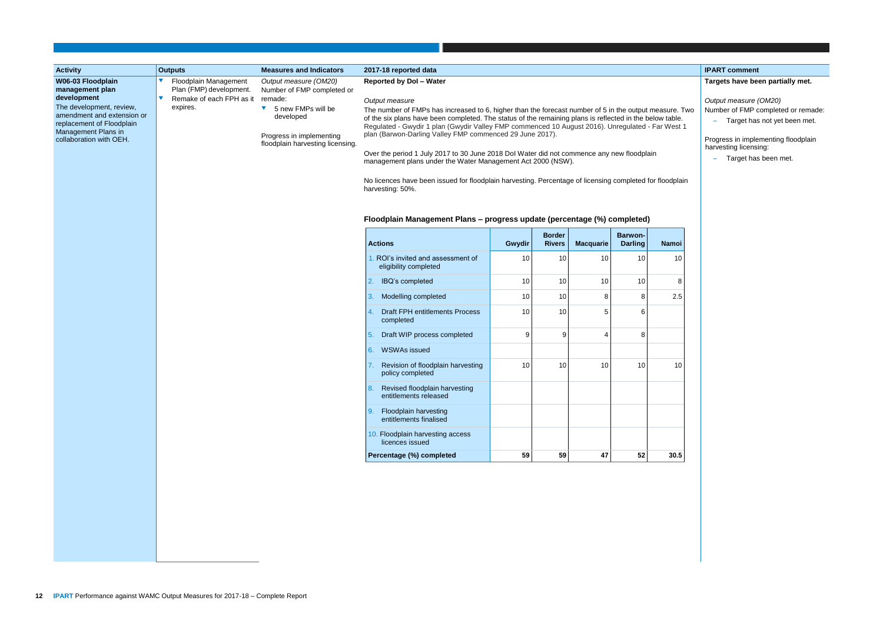| Activity | Outputs | Measures and Indicators | 2017-18 reported data | IPART comment |
|---|---|---|---|---|
| **W06-03 Floodplain management plan development**<br>The development, review, amendment and extension or replacement of Floodplain Management Plans in collaboration with OEH. | ▼ Floodplain Management Plan (FMP) development.<br>▼ Remake of each FPH as it expires. | *Output measure (OM20)*<br>Number of FMP completed or remade:<br>▼ 5 new FMPs will be developed<br><br>Progress in implementing floodplain harvesting licensing. | **Reported by DoI – Water**<br><br>*Output measure*<br>The number of FMPs has increased to 6, higher than the forecast number of 5 in the output measure. Two of the six plans have been completed. The status of the remaining plans is reflected in the below table. Regulated - Gwydir 1 plan (Gwydir Valley FMP commenced 10 August 2016). Unregulated - Far West 1 plan (Barwon-Darling Valley FMP commenced 29 June 2017).<br><br>Over the period 1 July 2017 to 30 June 2018 DoI Water did not commence any new floodplain management plans under the Water Management Act 2000 (NSW).<br><br>No licences have been issued for floodplain harvesting. Percentage of licensing completed for floodplain harvesting: 50%. | **Targets have been partially met.**<br><br>*Output measure (OM20)*<br>Number of FMP completed or remade:<br>– Target has not yet been met.<br><br>Progress in implementing floodplain harvesting licensing:<br>– Target has been met. |

**Floodplain Management Plans – progress update (percentage (%) completed)**

| Actions | Gwydir | Border Rivers | Macquarie | Barwon-Darling | Namoi |
|---|---|---|---|---|---|
| 1. ROI's invited and assessment of eligibility completed | 10 | 10 | 10 | 10 | 10 |
| 2. IBQ's completed | 10 | 10 | 10 | 10 | 8 |
| 3. Modelling completed | 10 | 10 | 8 | 8 | 2.5 |
| 4. Draft FPH entitlements Process completed | 10 | 10 | 5 | 6 | |
| 5. Draft WIP process completed | 9 | 9 | 4 | 8 | |
| 6. WSWAs issued | | | | | |
| 7. Revision of floodplain harvesting policy completed | 10 | 10 | 10 | 10 | 10 |
| 8. Revised floodplain harvesting entitlements released | | | | | |
| 9. Floodplain harvesting entitlements finalised | | | | | |
| 10. Floodplain harvesting access licences issued | | | | | |
| **Percentage (%) completed** | **59** | **59** | **47** | **52** | **30.5** |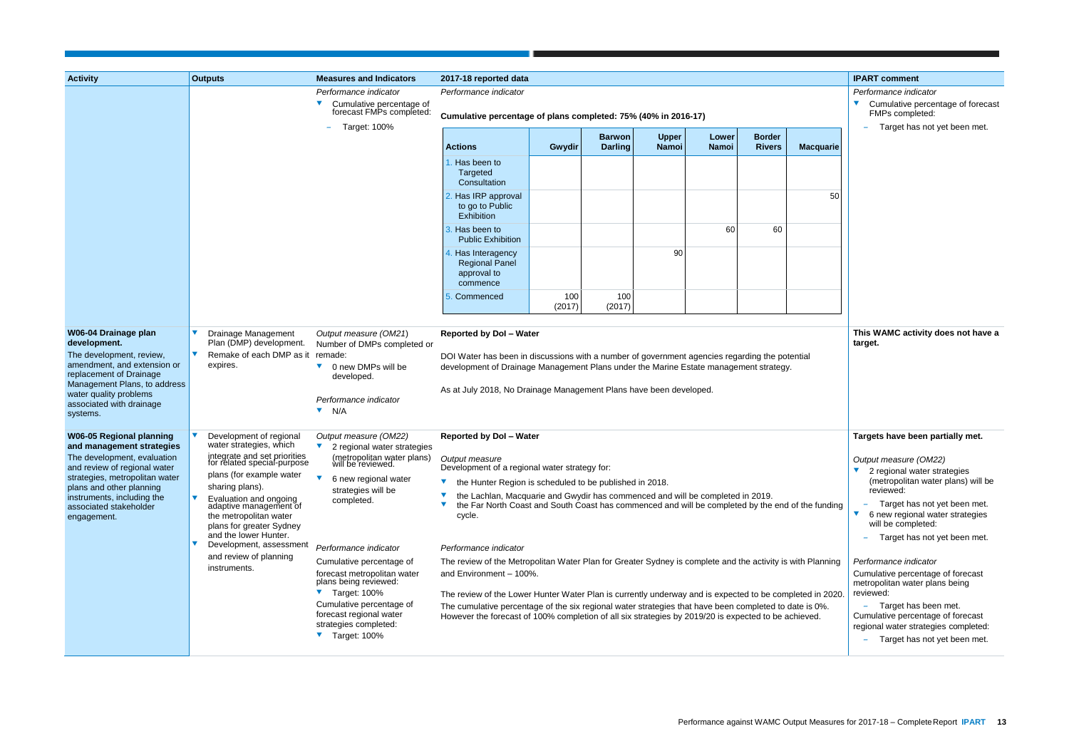| Activity | Outputs | Measures and Indicators | 2017-18 reported data | IPART comment |
|---|---|---|---|---|
| | | *Performance indicator*<br>▼ Cumulative percentage of forecast FMPs completed:<br>– Target: 100% | *Performance indicator*<br><br>**Cumulative percentage of plans completed: 75% (40% in 2016-17)**<br><br>(see table below) | *Performance indicator*<br>▼ Cumulative percentage of forecast FMPs completed:<br>– Target has not yet been met. |
| **W06-04 Drainage plan development.**<br>The development, review, amendment, and extension or replacement of Drainage Management Plans, to address water quality problems associated with drainage systems. | ▼ Drainage Management Plan (DMP) development.<br>▼ Remake of each DMP as it expires. | *Output measure (OM21)*<br>Number of DMPs completed or remade:<br>▼ 0 new DMPs will be developed.<br><br>*Performance indicator*<br>▼ N/A | **Reported by DoI – Water**<br><br>DOI Water has been in discussions with a number of government agencies regarding the potential development of Drainage Management Plans under the Marine Estate management strategy.<br><br>As at July 2018, No Drainage Management Plans have been developed. | **This WAMC activity does not have a target.** |
| **W06-05 Regional planning and management strategies**<br>The development, evaluation and review of regional water strategies, metropolitan water plans and other planning instruments, including the associated stakeholder engagement. | ▼ Development of regional water strategies, which integrate and set priorities for related special-purpose plans (for example water sharing plans).<br>▼ Evaluation and ongoing adaptive management of the metropolitan water plans for greater Sydney and the lower Hunter.<br>▼ Development, assessment and review of planning instruments. | *Output measure (OM22)*<br>▼ 2 regional water strategies (metropolitan water plans) will be reviewed.<br>▼ 6 new regional water strategies will be completed.<br><br>*Performance indicator*<br>Cumulative percentage of forecast metropolitan water plans being reviewed:<br>▼ Target: 100%<br>Cumulative percentage of forecast regional water strategies completed:<br>▼ Target: 100% | **Reported by DoI – Water**<br><br>*Output measure*<br>Development of a regional water strategy for:<br>▼ the Hunter Region is scheduled to be published in 2018.<br>▼ the Lachlan, Macquarie and Gwydir has commenced and will be completed in 2019.<br>▼ the Far North Coast and South Coast has commenced and will be completed by the end of the funding cycle.<br><br>*Performance indicator*<br>The review of the Metropolitan Water Plan for Greater Sydney is complete and the activity is with Planning and Environment – 100%.<br><br>The review of the Lower Hunter Water Plan is currently underway and is expected to be completed in 2020.<br>The cumulative percentage of the six regional water strategies that have been completed to date is 0%. However the forecast of 100% completion of all six strategies by 2019/20 is expected to be achieved. | **Targets have been partially met.**<br><br>*Output measure (OM22)*<br>▼ 2 regional water strategies (metropolitan water plans) will be reviewed:<br>– Target has not yet been met.<br>▼ 6 new regional water strategies will be completed:<br>– Target has not yet been met.<br><br>*Performance indicator*<br>Cumulative percentage of forecast metropolitan water plans being reviewed:<br>– Target has been met.<br>Cumulative percentage of forecast regional water strategies completed:<br>– Target has not yet been met. |

| Actions | Gwydir | Barwon Darling | Upper Namoi | Lower Namoi | Border Rivers | Macquarie |
|---|---|---|---|---|---|---|
| 1. Has been to Targeted Consultation | | | | | | |
| 2. Has IRP approval to go to Public Exhibition | | | | | | 50 |
| 3. Has been to Public Exhibition | | | | 60 | 60 | |
| 4. Has Interagency Regional Panel approval to commence | | | 90 | | | |
| 5. Commenced | 100 (2017) | 100 (2017) | | | | |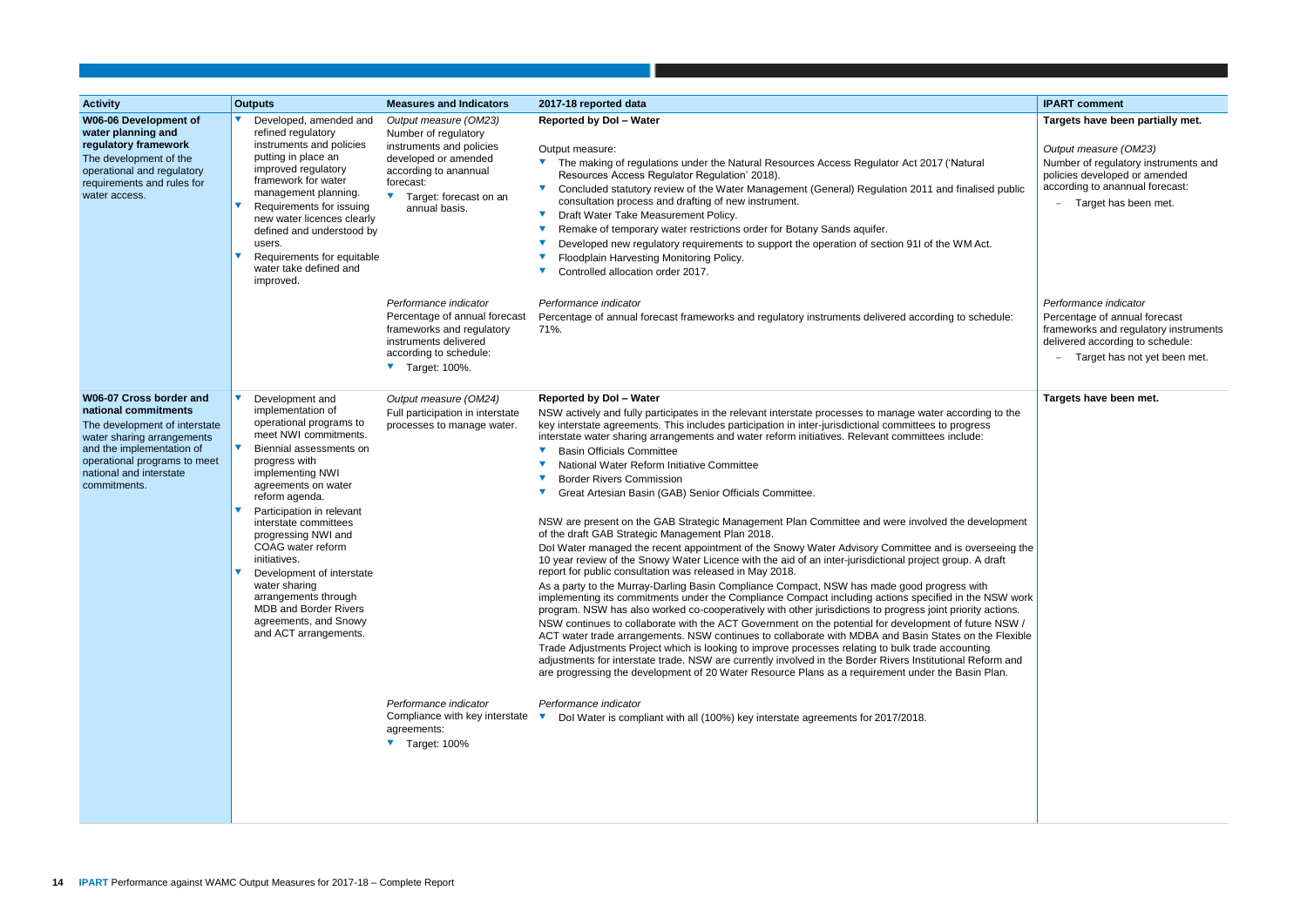| Activity | Outputs | Measures and Indicators | 2017-18 reported data | IPART comment |
|---|---|---|---|---|
| **W06-06 Development of water planning and regulatory framework**<br>The development of the operational and regulatory requirements and rules for water access. | - Developed, amended and refined regulatory instruments and policies putting in place an improved regulatory framework for water management planning.<br>- Requirements for issuing new water licences clearly defined and understood by users.<br>- Requirements for equitable water take defined and improved. | *Output measure (OM23)*<br>Number of regulatory instruments and policies developed or amended according to anannual forecast:<br>- Target: forecast on an annual basis. | **Reported by DoI – Water**<br>Output measure:<br>- The making of regulations under the Natural Resources Access Regulator Act 2017 ('Natural Resources Access Regulator Regulation' 2018).<br>- Concluded statutory review of the Water Management (General) Regulation 2011 and finalised public consultation process and drafting of new instrument.<br>- Draft Water Take Measurement Policy.<br>- Remake of temporary water restrictions order for Botany Sands aquifer.<br>- Developed new regulatory requirements to support the operation of section 91I of the WM Act.<br>- Floodplain Harvesting Monitoring Policy.<br>- Controlled allocation order 2017. | **Targets have been partially met.**<br>*Output measure (OM23)*<br>Number of regulatory instruments and policies developed or amended according to anannual forecast:<br>- Target has been met. |
| | | *Performance indicator*<br>Percentage of annual forecast frameworks and regulatory instruments delivered according to schedule:<br>- Target: 100%. | *Performance indicator*<br>Percentage of annual forecast frameworks and regulatory instruments delivered according to schedule: 71%. | *Performance indicator*<br>Percentage of annual forecast frameworks and regulatory instruments delivered according to schedule:<br>- Target has not yet been met. |
| **W06-07 Cross border and national commitments**<br>The development of interstate water sharing arrangements and the implementation of operational programs to meet national and interstate commitments. | - Development and implementation of operational programs to meet NWI commitments.<br>- Biennial assessments on progress with implementing NWI agreements on water reform agenda.<br>- Participation in relevant interstate committees progressing NWI and COAG water reform initiatives.<br>- Development of interstate water sharing arrangements through MDB and Border Rivers agreements, and Snowy and ACT arrangements. | *Output measure (OM24)*<br>Full participation in interstate processes to manage water. | **Reported by DoI – Water**<br>NSW actively and fully participates in the relevant interstate processes to manage water according to the key interstate agreements. This includes participation in inter-jurisdictional committees to progress interstate water sharing arrangements and water reform initiatives. Relevant committees include:<br>- Basin Officials Committee<br>- National Water Reform Initiative Committee<br>- Border Rivers Commission<br>- Great Artesian Basin (GAB) Senior Officials Committee.<br><br>NSW are present on the GAB Strategic Management Plan Committee and were involved the development of the draft GAB Strategic Management Plan 2018.<br>DoI Water managed the recent appointment of the Snowy Water Advisory Committee and is overseeing the 10 year review of the Snowy Water Licence with the aid of an inter-jurisdictional project group. A draft report for public consultation was released in May 2018.<br>As a party to the Murray-Darling Basin Compliance Compact, NSW has made good progress with implementing its commitments under the Compliance Compact including actions specified in the NSW work program. NSW has also worked co-cooperatively with other jurisdictions to progress joint priority actions.<br>NSW continues to collaborate with the ACT Government on the potential for development of future NSW / ACT water trade arrangements. NSW continues to collaborate with MDBA and Basin States on the Flexible Trade Adjustments Project which is looking to improve processes relating to bulk trade accounting adjustments for interstate trade. NSW are currently involved in the Border Rivers Institutional Reform and are progressing the development of 20 Water Resource Plans as a requirement under the Basin Plan. | **Targets have been met.** |
| | | *Performance indicator*<br>Compliance with key interstate agreements:<br>- Target: 100% | *Performance indicator*<br>- DoI Water is compliant with all (100%) key interstate agreements for 2017/2018. | |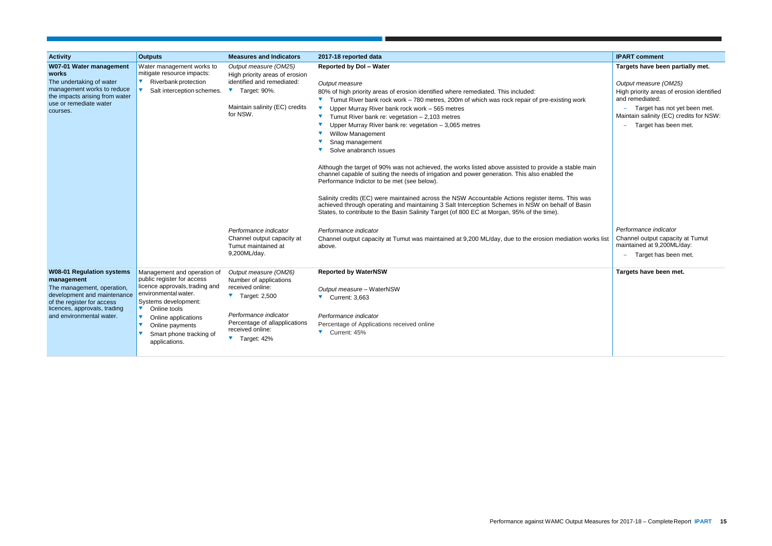| Activity | Outputs | Measures and Indicators | 2017-18 reported data | IPART comment |
|---|---|---|---|---|
| **W07-01 Water management works**<br>The undertaking of water management works to reduce the impacts arising from water use or remediate water courses. | Water management works to mitigate resource impacts:<br>▼ Riverbank protection<br>▼ Salt interception schemes. | *Output measure (OM25)*<br>High priority areas of erosion identified and remediated:<br>▼ Target: 90%.<br><br>Maintain salinity (EC) credits for NSW. | **Reported by DoI – Water**<br><br>*Output measure*<br>80% of high priority areas of erosion identified where remediated. This included:<br>▼ Tumut River bank rock work – 780 metres, 200m of which was rock repair of pre-existing work<br>▼ Upper Murray River bank rock work – 565 metres<br>▼ Tumut River bank re: vegetation – 2,103 metres<br>▼ Upper Murray River bank re: vegetation – 3,065 metres<br>▼ Willow Management<br>▼ Snag management<br>▼ Solve anabranch issues<br><br>Although the target of 90% was not achieved, the works listed above assisted to provide a stable main channel capable of suiting the needs of irrigation and power generation. This also enabled the Performance Indictor to be met (see below).<br><br>Salinity credits (EC) were maintained across the NSW Accountable Actions register items. This was achieved through operating and maintaining 3 Salt Interception Schemes in NSW on behalf of Basin States, to contribute to the Basin Salinity Target (of 800 EC at Morgan, 95% of the time). | **Targets have been partially met.**<br><br>*Output measure (OM25)*<br>High priority areas of erosion identified and remediated:<br>– Target has not yet been met.<br>Maintain salinity (EC) credits for NSW:<br>– Target has been met. |
| | | *Performance indicator*<br>Channel output capacity at Tumut maintained at 9,200ML/day. | *Performance indicator*<br>Channel output capacity at Tumut was maintained at 9,200 ML/day, due to the erosion mediation works list above. | *Performance indicator*<br>Channel output capacity at Tumut maintained at 9,200ML/day:<br>– Target has been met. |
| **W08-01 Regulation systems management**<br>The management, operation, development and maintenance of the register for access licences, approvals, trading and environmental water. | Management and operation of public register for access licence approvals, trading and environmental water.<br>Systems development:<br>▼ Online tools<br>▼ Online applications<br>▼ Online payments<br>▼ Smart phone tracking of applications. | *Output measure (OM26)*<br>Number of applications received online:<br>▼ Target: 2,500<br><br>*Performance indicator*<br>Percentage of allapplications received online:<br>▼ Target: 42% | **Reported by WaterNSW**<br><br>*Output measure* – WaterNSW<br>▼ Current: 3,663<br><br>*Performance indicator*<br>Percentage of Applications received online<br>▼ Current: 45% | **Targets have been met.** |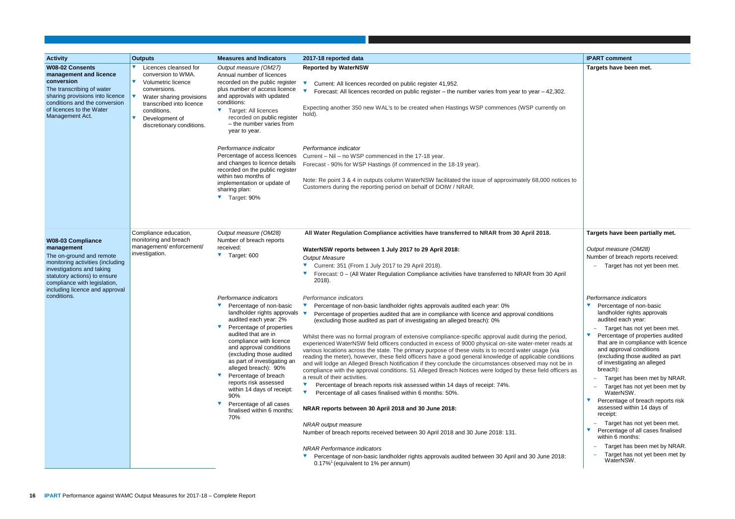| Activity | Outputs | Measures and Indicators | 2017-18 reported data | IPART comment |
| --- | --- | --- | --- | --- |
| **W08-02 Consents management and licence conversion**<br>The transcribing of water sharing provisions into licence conditions and the conversion of licences to the Water Management Act. | - Licences cleansed for conversion to WMA.<br>- Volumetric licence conversions.<br>- Water sharing provisions transcribed into licence conditions.<br>- Development of discretionary conditions. | *Output measure (OM27)*<br>Annual number of licences recorded on the public register plus number of access licence and approvals with updated conditions:<br>- Target: All licences recorded on public register – the number varies from year to year.<br><br>*Performance indicator*<br>Percentage of access licences and changes to licence details recorded on the public register within two months of implementation or update of sharing plan:<br>- Target: 90% | **Reported by WaterNSW**<br>- Current: All licences recorded on public register 41,952.<br>- Forecast: All licences recorded on public register – the number varies from year to year – 42,302.<br><br>Expecting another 350 new WAL's to be created when Hastings WSP commences (WSP currently on hold).<br><br>*Performance indicator*<br>Current – Nil – no WSP commenced in the 17-18 year.<br>Forecast - 90% for WSP Hastings (if commenced in the 18-19 year).<br><br>Note: Re point 3 & 4 in outputs column WaterNSW facilitated the issue of approximately 68,000 notices to Customers during the reporting period on behalf of DOIW / NRAR. | **Targets have been met.** |
| **W08-03 Compliance management**<br>The on-ground and remote monitoring activities (including investigations and taking statutory actions) to ensure compliance with legislation, including licence and approval conditions. | Compliance education, monitoring and breach management/ enforcement/ investigation. | *Output measure (OM28)*<br>Number of breach reports received:<br>- Target: 600<br><br>*Performance indicators*<br>- Percentage of non-basic landholder rights approvals audited each year: 2%<br>- Percentage of properties audited that are in compliance with licence and approval conditions (excluding those audited as part of investigating an alleged breach): 90%<br>- Percentage of breach reports risk assessed within 14 days of receipt: 90%<br>- Percentage of all cases finalised within 6 months: 70% | **All Water Regulation Compliance activities have transferred to NRAR from 30 April 2018.**<br><br>**WaterNSW reports between 1 July 2017 to 29 April 2018:**<br>*Output Measure*<br>- Current: 351 (From 1 July 2017 to 29 April 2018).<br>- Forecast: 0 – (All Water Regulation Compliance activities have transferred to NRAR from 30 April 2018).<br><br>*Performance indicators*<br>- Percentage of non-basic landholder rights approvals audited each year: 0%<br>- Percentage of properties audited that are in compliance with licence and approval conditions (excluding those audited as part of investigating an alleged breach): 0%<br><br>Whilst there was no formal program of extensive compliance-specific approval audit during the period, experienced WaterNSW field officers conducted in excess of 9000 physical on-site water-meter reads at various locations across the state. The primary purpose of these visits is to record water usage (via reading the meter), however, these field officers have a good general knowledge of applicable conditions and will lodge an Alleged Breach Notification if they conclude the circumstances observed may not be in compliance with the approval conditions. 51 Alleged Breach Notices were lodged by these field officers as a result of their activities.<br>- Percentage of breach reports risk assessed within 14 days of receipt: 74%.<br>- Percentage of all cases finalised within 6 months: 50%.<br><br>**NRAR reports between 30 April 2018 and 30 June 2018:**<br><br>*NRAR output measure*<br>Number of breach reports received between 30 April 2018 and 30 June 2018: 131.<br><br>*NRAR Performance indicators*<br>- Percentage of non-basic landholder rights approvals audited between 30 April and 30 June 2018: 0.17%[1] (equivalent to 1% per annum) | **Targets have been partially met.**<br><br>*Output measure (OM28)*<br>Number of breach reports received:<br>– Target has not yet been met.<br><br>*Performance indicators*<br>- Percentage of non-basic landholder rights approvals audited each year:<br>– Target has not yet been met.<br>- Percentage of properties audited that are in compliance with licence and approval conditions (excluding those audited as part of investigating an alleged breach):<br>– Target has been met by NRAR.<br>– Target has not yet been met by WaterNSW.<br>- Percentage of breach reports risk assessed within 14 days of receipt:<br>– Target has not yet been met.<br>- Percentage of all cases finalised within 6 months:<br>– Target has been met by NRAR.<br>– Target has not yet been met by WaterNSW. |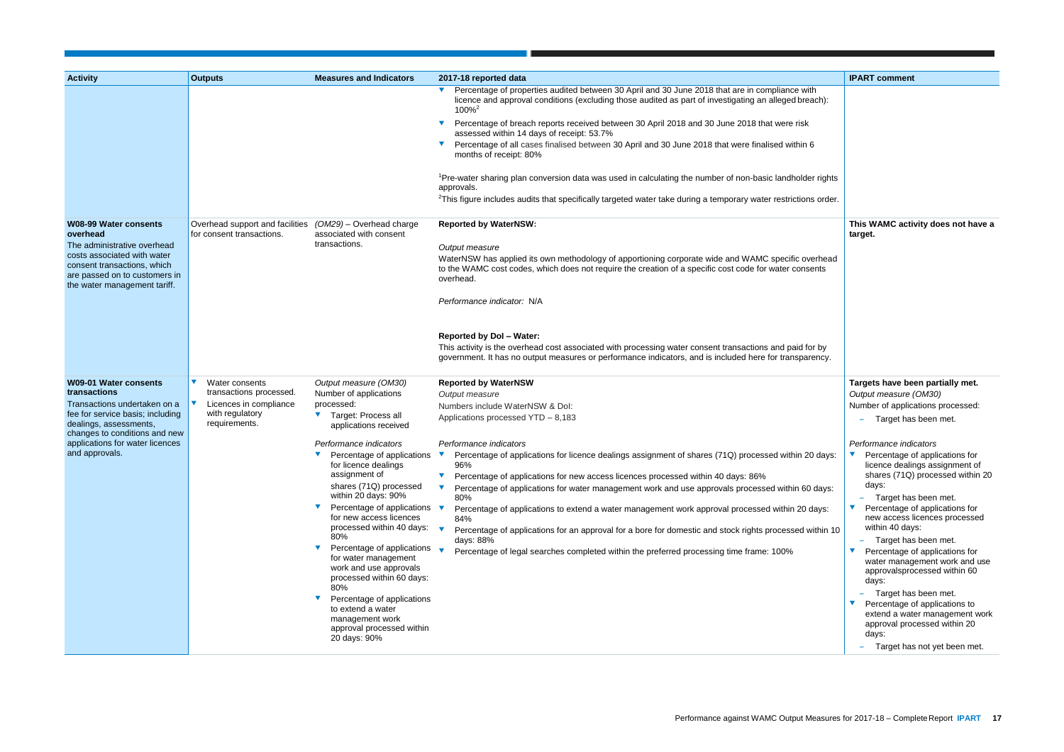| Activity | Outputs | Measures and Indicators | 2017-18 reported data | IPART comment |
|---|---|---|---|---|
| | | | ▼ Percentage of properties audited between 30 April and 30 June 2018 that are in compliance with licence and approval conditions (excluding those audited as part of investigating an alleged breach): 100%[2]<br>▼ Percentage of breach reports received between 30 April 2018 and 30 June 2018 that were risk assessed within 14 days of receipt: 53.7%<br>▼ Percentage of all cases finalised between 30 April and 30 June 2018 that were finalised within 6 months of receipt: 80%<br><br>[1]Pre-water sharing plan conversion data was used in calculating the number of non-basic landholder rights approvals.<br>[2]This figure includes audits that specifically targeted water take during a temporary water restrictions order. | |
| **W08-99 Water consents overhead**<br>The administrative overhead costs associated with water consent transactions, which are passed on to customers in the water management tariff. | Overhead support and facilities for consent transactions. | *(OM29)* – Overhead charge associated with consent transactions. | **Reported by WaterNSW:**<br><br>*Output measure*<br>WaterNSW has applied its own methodology of apportioning corporate wide and WAMC specific overhead to the WAMC cost codes, which does not require the creation of a specific cost code for water consents overhead.<br><br>*Performance indicator:* N/A<br><br>**Reported by DoI – Water:**<br>This activity is the overhead cost associated with processing water consent transactions and paid for by government. It has no output measures or performance indicators, and is included here for transparency. | **This WAMC activity does not have a target.** |
| **W09-01 Water consents transactions**<br>Transactions undertaken on a fee for service basis; including dealings, assessments, changes to conditions and new applications for water licences and approvals. | ▼ Water consents transactions processed.<br>▼ Licences in compliance with regulatory requirements. | *Output measure (OM30)*<br>Number of applications processed:<br>▼ Target: Process all applications received<br><br>*Performance indicators*<br>▼ Percentage of applications for licence dealings assignment of shares (71Q) processed within 20 days: 90%<br>▼ Percentage of applications for new access licences processed within 40 days: 80%<br>▼ Percentage of applications for water management work and use approvals processed within 60 days: 80%<br>▼ Percentage of applications to extend a water management work approval processed within 20 days: 90% | **Reported by WaterNSW**<br>*Output measure*<br>Numbers include WaterNSW & DoI:<br>Applications processed YTD – 8,183<br><br>*Performance indicators*<br>▼ Percentage of applications for licence dealings assignment of shares (71Q) processed within 20 days: 96%<br>▼ Percentage of applications for new access licences processed within 40 days: 86%<br>▼ Percentage of applications for water management work and use approvals processed within 60 days: 80%<br>▼ Percentage of applications to extend a water management work approval processed within 20 days: 84%<br>▼ Percentage of applications for an approval for a bore for domestic and stock rights processed within 10 days: 88%<br>▼ Percentage of legal searches completed within the preferred processing time frame: 100% | **Targets have been partially met.**<br>*Output measure (OM30)*<br>Number of applications processed:<br>– Target has been met.<br><br>*Performance indicators*<br>▼ Percentage of applications for licence dealings assignment of shares (71Q) processed within 20 days:<br>– Target has been met.<br>▼ Percentage of applications for new access licences processed within 40 days:<br>– Target has been met.<br>▼ Percentage of applications for water management work and use approvalsprocessed within 60 days:<br>– Target has been met.<br>▼ Percentage of applications to extend a water management work approval processed within 20 days:<br>– Target has not yet been met. |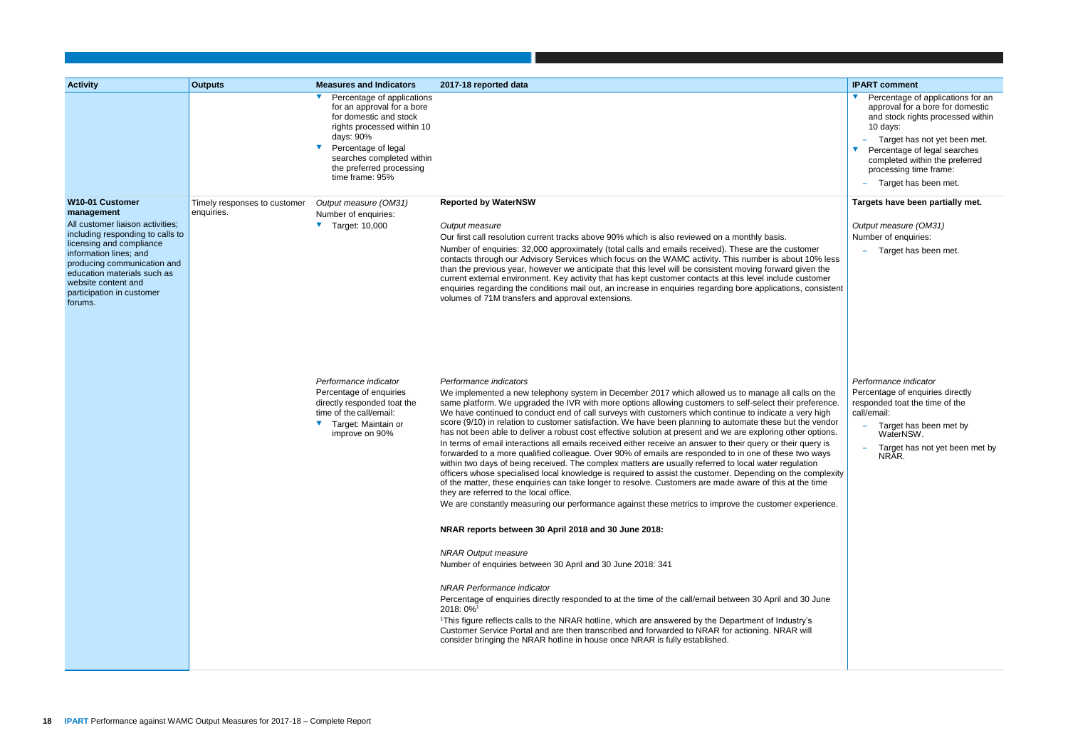| Activity | Outputs | Measures and Indicators | 2017-18 reported data | IPART comment |
|---|---|---|---|---|
| | | ▼ Percentage of applications for an approval for a bore for domestic and stock rights processed within 10 days: 90%<br>▼ Percentage of legal searches completed within the preferred processing time frame: 95% | | ▼ Percentage of applications for an approval for a bore for domestic and stock rights processed within 10 days:<br>– Target has not yet been met.<br>▼ Percentage of legal searches completed within the preferred processing time frame:<br>– Target has been met. |
| **W10-01 Customer management**<br>All customer liaison activities; including responding to calls to licensing and compliance information lines; and producing communication and education materials such as website content and participation in customer forums. | Timely responses to customer enquiries. | *Output measure (OM31)*<br>Number of enquiries:<br>▼ Target: 10,000 | **Reported by WaterNSW**<br><br>*Output measure*<br>Our first call resolution current tracks above 90% which is also reviewed on a monthly basis.<br>Number of enquiries: 32,000 approximately (total calls and emails received). These are the customer contacts through our Advisory Services which focus on the WAMC activity. This number is about 10% less than the previous year, however we anticipate that this level will be consistent moving forward given the current external environment. Key activity that has kept customer contacts at this level include customer enquiries regarding the conditions mail out, an increase in enquiries regarding bore applications, consistent volumes of 71M transfers and approval extensions. | **Targets have been partially met.**<br><br>*Output measure (OM31)*<br>Number of enquiries:<br>– Target has been met. |
| | | *Performance indicator*<br>Percentage of enquiries directly responded toat the time of the call/email:<br>▼ Target: Maintain or improve on 90% | *Performance indicators*<br>We implemented a new telephony system in December 2017 which allowed us to manage all calls on the same platform. We upgraded the IVR with more options allowing customers to self-select their preference. We have continued to conduct end of call surveys with customers which continue to indicate a very high score (9/10) in relation to customer satisfaction. We have been planning to automate these but the vendor has not been able to deliver a robust cost effective solution at present and we are exploring other options.<br>In terms of email interactions all emails received either receive an answer to their query or their query is forwarded to a more qualified colleague. Over 90% of emails are responded to in one of these two ways within two days of being received. The complex matters are usually referred to local water regulation officers whose specialised local knowledge is required to assist the customer. Depending on the complexity of the matter, these enquiries can take longer to resolve. Customers are made aware of this at the time they are referred to the local office.<br>We are constantly measuring our performance against these metrics to improve the customer experience.<br><br>**NRAR reports between 30 April 2018 and 30 June 2018:**<br><br>*NRAR Output measure*<br>Number of enquiries between 30 April and 30 June 2018: 341<br><br>*NRAR Performance indicator*<br>Percentage of enquiries directly responded to at the time of the call/email between 30 April and 30 June 2018: 0%[1]<br>[1]This figure reflects calls to the NRAR hotline, which are answered by the Department of Industry's Customer Service Portal and are then transcribed and forwarded to NRAR for actioning. NRAR will consider bringing the NRAR hotline in house once NRAR is fully established. | *Performance indicator*<br>Percentage of enquiries directly responded toat the time of the call/email:<br>– Target has been met by WaterNSW.<br>– Target has not yet been met by NRAR. |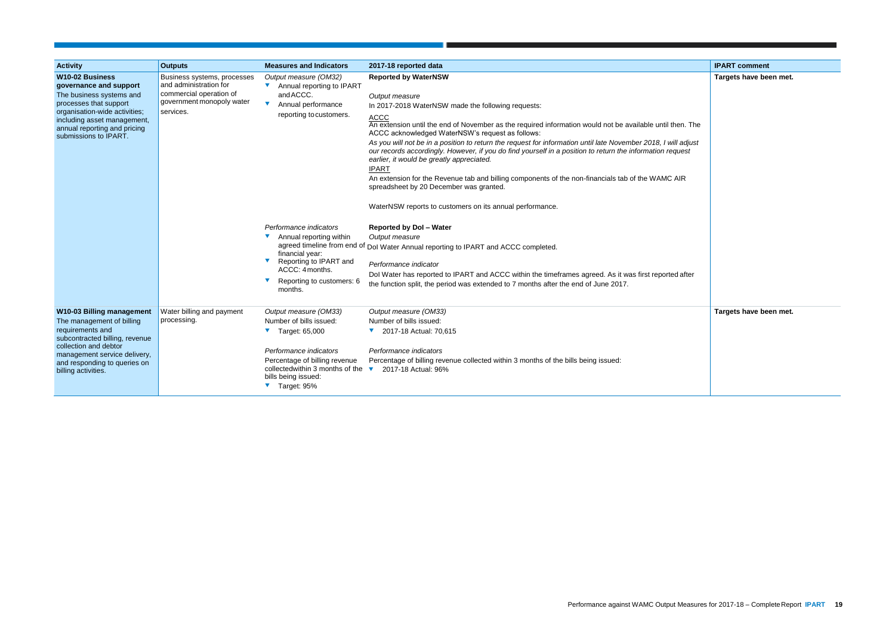| Activity | Outputs | Measures and Indicators | 2017-18 reported data | IPART comment |
|---|---|---|---|---|
| **W10-02 Business governance and support**<br>The business systems and processes that support organisation-wide activities; including asset management, annual reporting and pricing submissions to IPART. | Business systems, processes and administration for commercial operation of government monopoly water services. | *Output measure (OM32)*<br>▼ Annual reporting to IPART and ACCC.<br>▼ Annual performance reporting to customers. | **Reported by WaterNSW**<br>*Output measure*<br>In 2017-2018 WaterNSW made the following requests:<br>ACCC<br>An extension until the end of November as the required information would not be available until then. The ACCC acknowledged WaterNSW's request as follows:<br>*As you will not be in a position to return the request for information until late November 2018, I will adjust our records accordingly. However, if you do find yourself in a position to return the information request earlier, it would be greatly appreciated.*<br>IPART<br>An extension for the Revenue tab and billing components of the non-financials tab of the WAMC AIR spreadsheet by 20 December was granted.<br>WaterNSW reports to customers on its annual performance. | **Targets have been met.** |
| | | *Performance indicators*<br>▼ Annual reporting within agreed timeline from end of financial year:<br>▼ Reporting to IPART and ACCC: 4 months.<br>▼ Reporting to customers: 6 months. | **Reported by DoI – Water**<br>*Output measure*<br>DoI Water Annual reporting to IPART and ACCC completed.<br>*Performance indicator*<br>DoI Water has reported to IPART and ACCC within the timeframes agreed. As it was first reported after the function split, the period was extended to 7 months after the end of June 2017. | |
| **W10-03 Billing management**<br>The management of billing requirements and subcontracted billing, revenue collection and debtor management service delivery, and responding to queries on billing activities. | Water billing and payment processing. | *Output measure (OM33)*<br>Number of bills issued:<br>▼ Target: 65,000<br>*Performance indicators*<br>Percentage of billing revenue collectedwithin 3 months of the bills being issued:<br>▼ Target: 95% | *Output measure (OM33)*<br>Number of bills issued:<br>▼ 2017-18 Actual: 70,615<br>*Performance indicators*<br>Percentage of billing revenue collected within 3 months of the bills being issued:<br>▼ 2017-18 Actual: 96% | **Targets have been met.** |